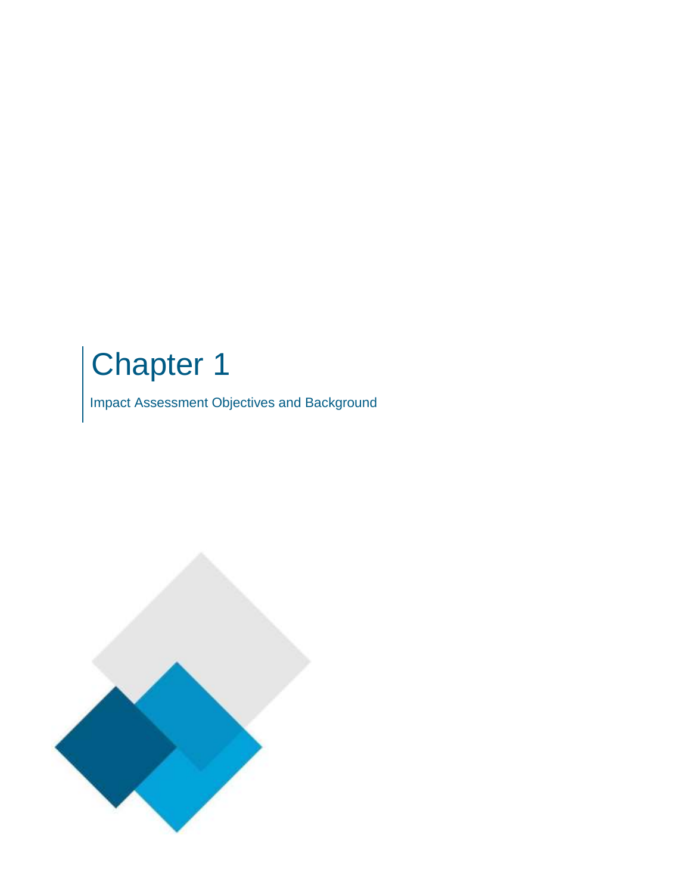# Chapter 1

Impact Assessment Objectives and Background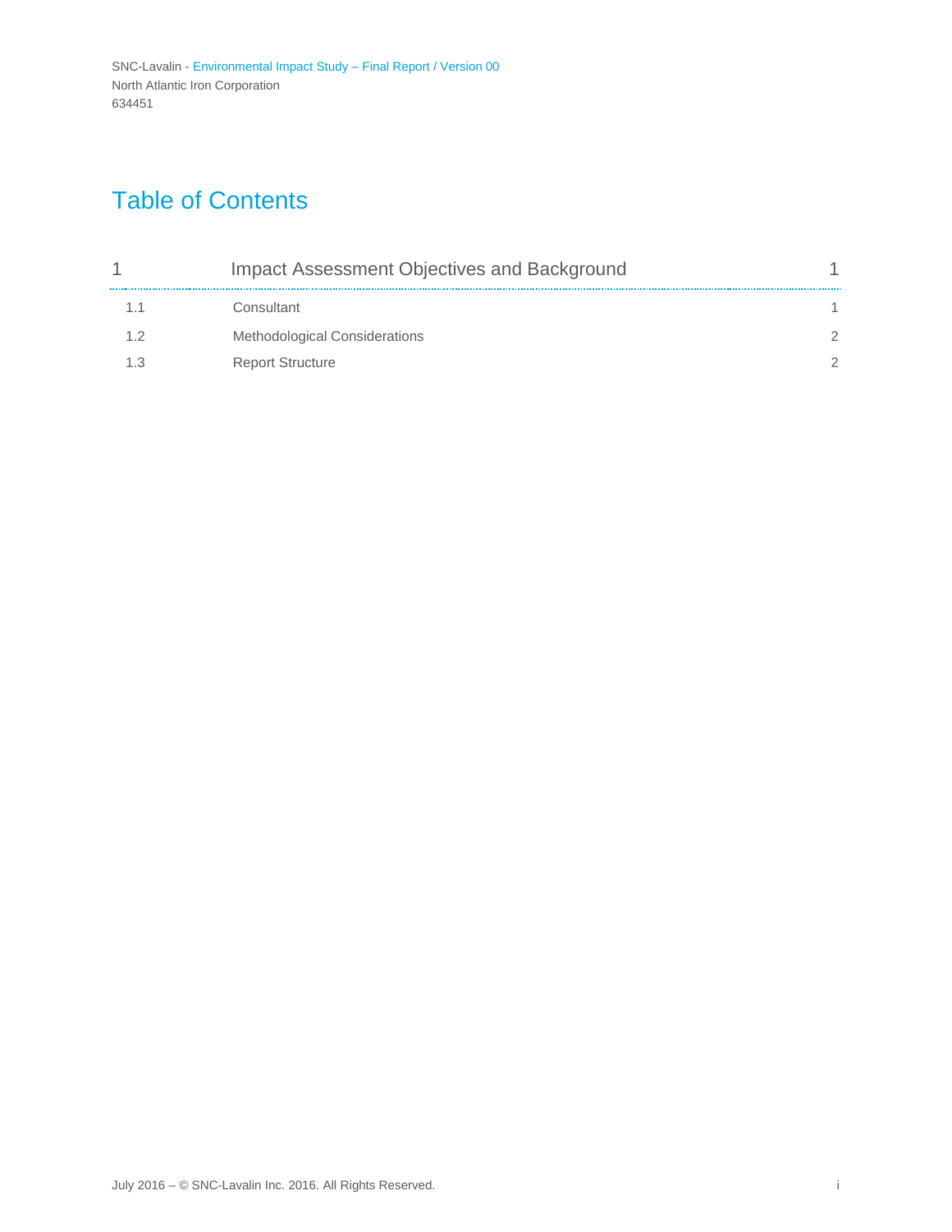# Table of Contents

| | | |
|---|---|---|
| 1 | Impact Assessment Objectives and Background | 1 |
| 1.1 | Consultant | 1 |
| 1.2 | Methodological Considerations | 2 |
| 1.3 | Report Structure | 2 |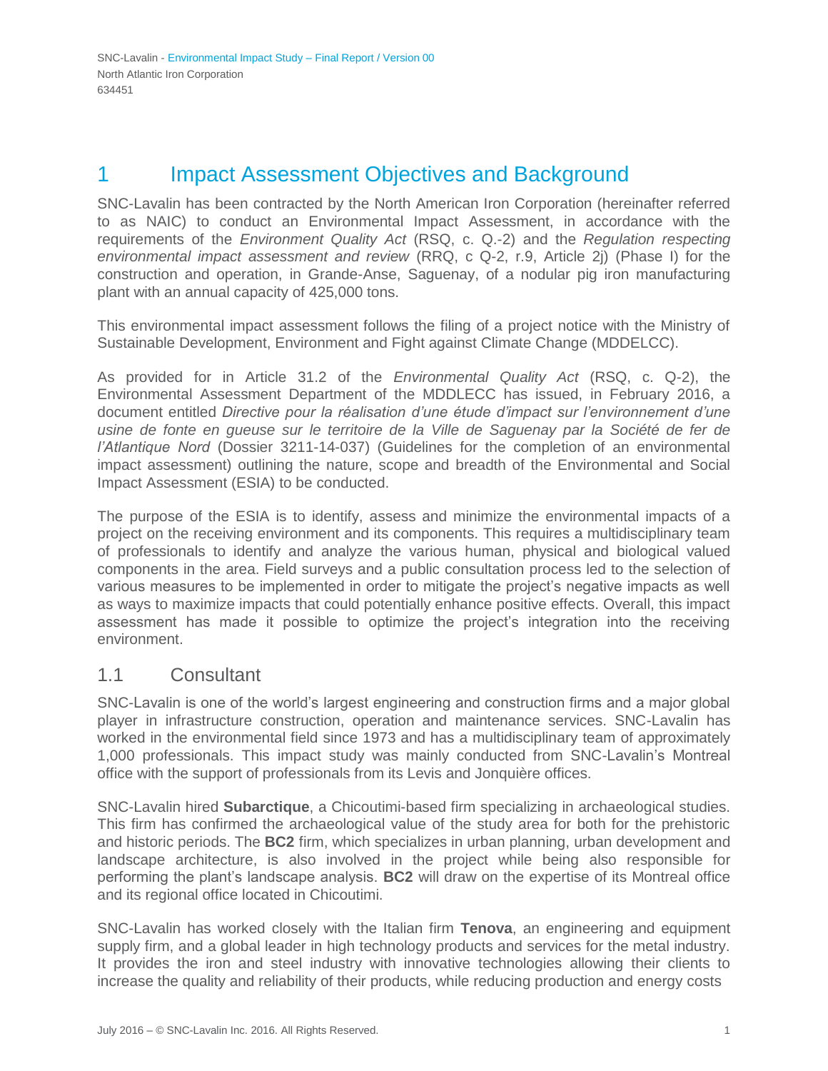# 1 Impact Assessment Objectives and Background

SNC-Lavalin has been contracted by the North American Iron Corporation (hereinafter referred to as NAIC) to conduct an Environmental Impact Assessment, in accordance with the requirements of the *Environment Quality Act* (RSQ, c. Q.-2) and the *Regulation respecting environmental impact assessment and review* (RRQ, c Q-2, r.9, Article 2j) (Phase I) for the construction and operation, in Grande-Anse, Saguenay, of a nodular pig iron manufacturing plant with an annual capacity of 425,000 tons.

This environmental impact assessment follows the filing of a project notice with the Ministry of Sustainable Development, Environment and Fight against Climate Change (MDDELCC).

As provided for in Article 31.2 of the *Environmental Quality Act* (RSQ, c. Q-2), the Environmental Assessment Department of the MDDLECC has issued, in February 2016, a document entitled *Directive pour la réalisation d'une étude d'impact sur l'environnement d'une usine de fonte en gueuse sur le territoire de la Ville de Saguenay par la Société de fer de l'Atlantique Nord* (Dossier 3211-14-037) (Guidelines for the completion of an environmental impact assessment) outlining the nature, scope and breadth of the Environmental and Social Impact Assessment (ESIA) to be conducted.

The purpose of the ESIA is to identify, assess and minimize the environmental impacts of a project on the receiving environment and its components. This requires a multidisciplinary team of professionals to identify and analyze the various human, physical and biological valued components in the area. Field surveys and a public consultation process led to the selection of various measures to be implemented in order to mitigate the project's negative impacts as well as ways to maximize impacts that could potentially enhance positive effects. Overall, this impact assessment has made it possible to optimize the project's integration into the receiving environment.

## 1.1 Consultant

SNC-Lavalin is one of the world's largest engineering and construction firms and a major global player in infrastructure construction, operation and maintenance services. SNC-Lavalin has worked in the environmental field since 1973 and has a multidisciplinary team of approximately 1,000 professionals. This impact study was mainly conducted from SNC-Lavalin's Montreal office with the support of professionals from its Levis and Jonquière offices.

SNC-Lavalin hired **Subarctique**, a Chicoutimi-based firm specializing in archaeological studies. This firm has confirmed the archaeological value of the study area for both for the prehistoric and historic periods. The **BC2** firm, which specializes in urban planning, urban development and landscape architecture, is also involved in the project while being also responsible for performing the plant's landscape analysis. **BC2** will draw on the expertise of its Montreal office and its regional office located in Chicoutimi.

SNC-Lavalin has worked closely with the Italian firm **Tenova**, an engineering and equipment supply firm, and a global leader in high technology products and services for the metal industry. It provides the iron and steel industry with innovative technologies allowing their clients to increase the quality and reliability of their products, while reducing production and energy costs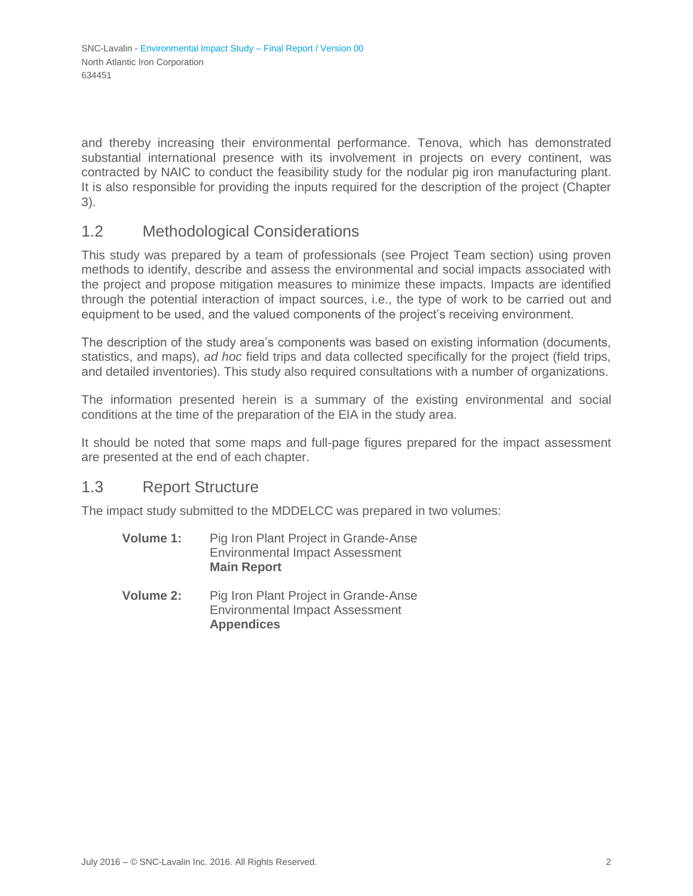and thereby increasing their environmental performance. Tenova, which has demonstrated substantial international presence with its involvement in projects on every continent, was contracted by NAIC to conduct the feasibility study for the nodular pig iron manufacturing plant. It is also responsible for providing the inputs required for the description of the project (Chapter 3).

## 1.2 Methodological Considerations

This study was prepared by a team of professionals (see Project Team section) using proven methods to identify, describe and assess the environmental and social impacts associated with the project and propose mitigation measures to minimize these impacts. Impacts are identified through the potential interaction of impact sources, i.e., the type of work to be carried out and equipment to be used, and the valued components of the project's receiving environment.

The description of the study area's components was based on existing information (documents, statistics, and maps), *ad hoc* field trips and data collected specifically for the project (field trips, and detailed inventories). This study also required consultations with a number of organizations.

The information presented herein is a summary of the existing environmental and social conditions at the time of the preparation of the EIA in the study area.

It should be noted that some maps and full-page figures prepared for the impact assessment are presented at the end of each chapter.

## 1.3 Report Structure

The impact study submitted to the MDDELCC was prepared in two volumes:

**Volume 1:** Pig Iron Plant Project in Grande-Anse
Environmental Impact Assessment
**Main Report**

**Volume 2:** Pig Iron Plant Project in Grande-Anse
Environmental Impact Assessment
**Appendices**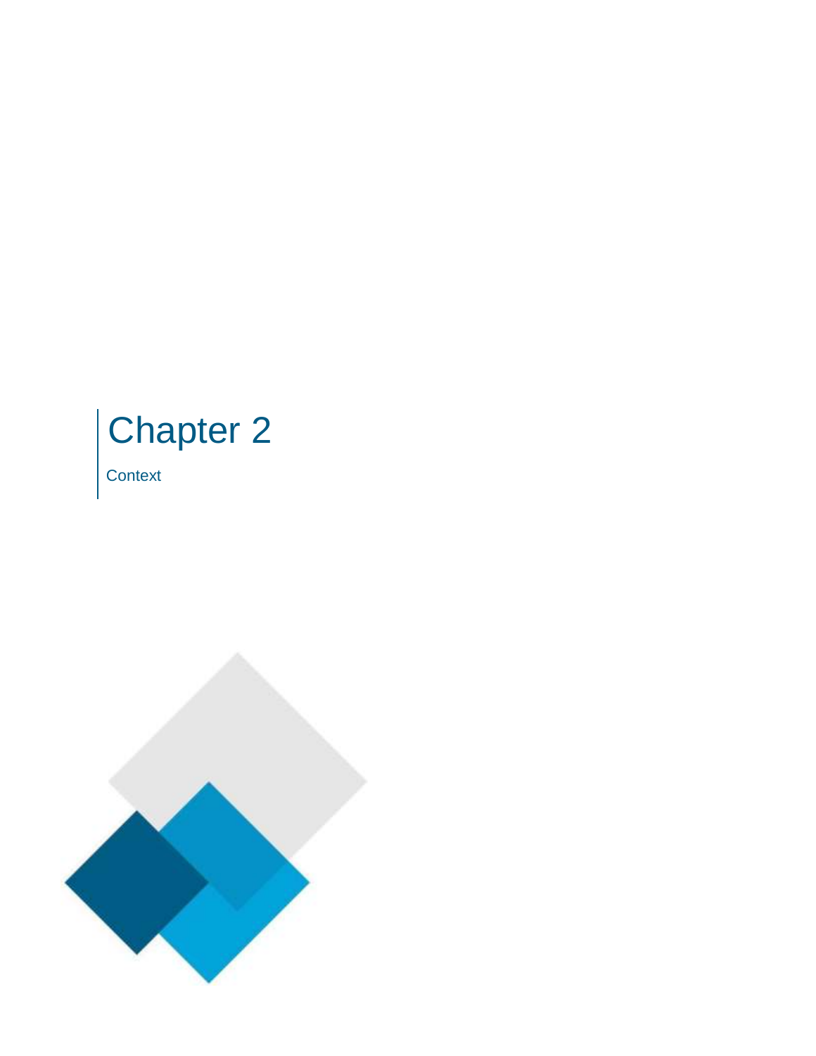# Chapter 2

Context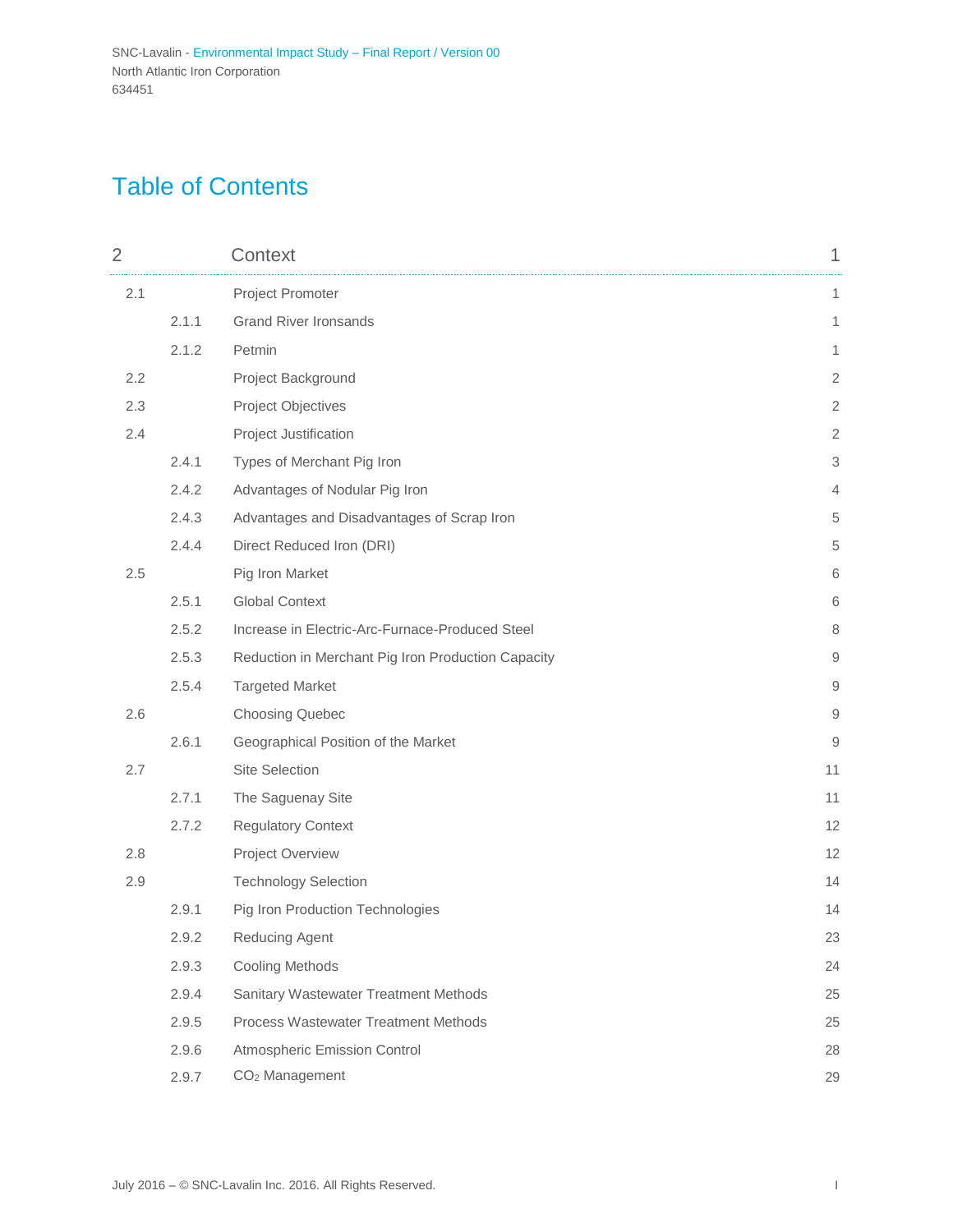# Table of Contents

| | | | |
|---|---|---|---|
| 2 | | Context | 1 |
| 2.1 | | Project Promoter | 1 |
| | 2.1.1 | Grand River Ironsands | 1 |
| | 2.1.2 | Petmin | 1 |
| 2.2 | | Project Background | 2 |
| 2.3 | | Project Objectives | 2 |
| 2.4 | | Project Justification | 2 |
| | 2.4.1 | Types of Merchant Pig Iron | 3 |
| | 2.4.2 | Advantages of Nodular Pig Iron | 4 |
| | 2.4.3 | Advantages and Disadvantages of Scrap Iron | 5 |
| | 2.4.4 | Direct Reduced Iron (DRI) | 5 |
| 2.5 | | Pig Iron Market | 6 |
| | 2.5.1 | Global Context | 6 |
| | 2.5.2 | Increase in Electric-Arc-Furnace-Produced Steel | 8 |
| | 2.5.3 | Reduction in Merchant Pig Iron Production Capacity | 9 |
| | 2.5.4 | Targeted Market | 9 |
| 2.6 | | Choosing Quebec | 9 |
| | 2.6.1 | Geographical Position of the Market | 9 |
| 2.7 | | Site Selection | 11 |
| | 2.7.1 | The Saguenay Site | 11 |
| | 2.7.2 | Regulatory Context | 12 |
| 2.8 | | Project Overview | 12 |
| 2.9 | | Technology Selection | 14 |
| | 2.9.1 | Pig Iron Production Technologies | 14 |
| | 2.9.2 | Reducing Agent | 23 |
| | 2.9.3 | Cooling Methods | 24 |
| | 2.9.4 | Sanitary Wastewater Treatment Methods | 25 |
| | 2.9.5 | Process Wastewater Treatment Methods | 25 |
| | 2.9.6 | Atmospheric Emission Control | 28 |
| | 2.9.7 | $CO_2$ Management | 29 |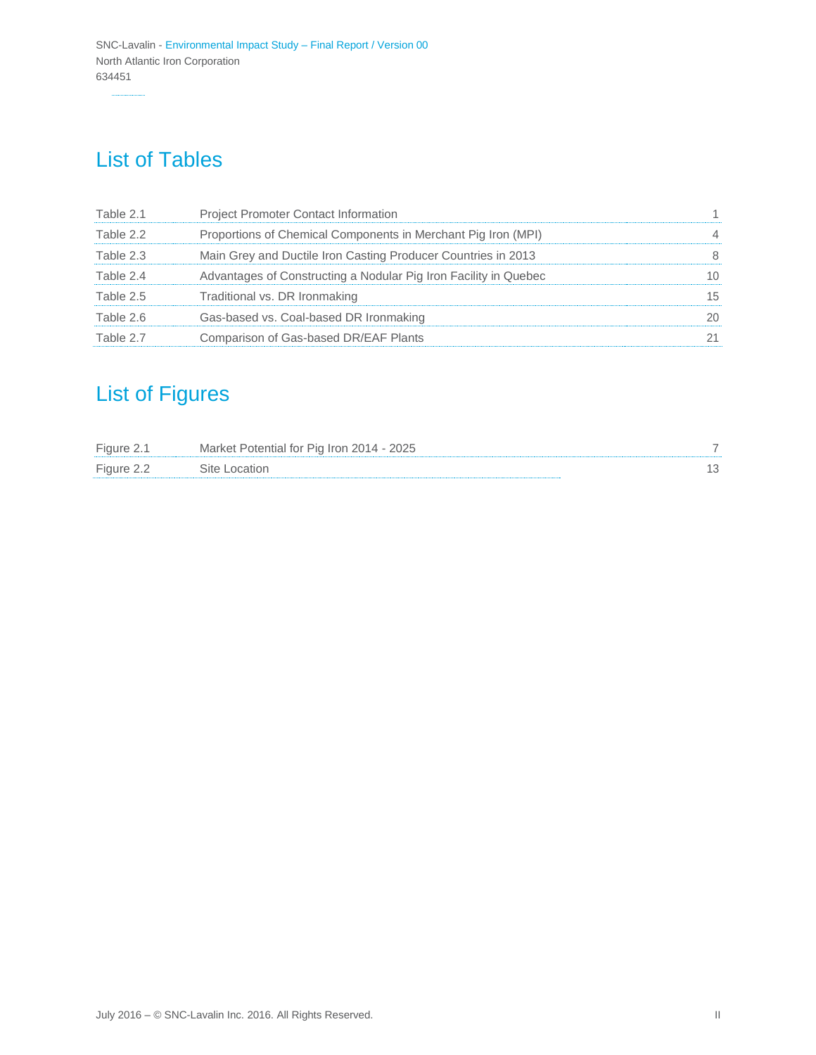# List of Tables

| | | |
|---|---|---|
| Table 2.1 | Project Promoter Contact Information | 1 |
| Table 2.2 | Proportions of Chemical Components in Merchant Pig Iron (MPI) | 4 |
| Table 2.3 | Main Grey and Ductile Iron Casting Producer Countries in 2013 | 8 |
| Table 2.4 | Advantages of Constructing a Nodular Pig Iron Facility in Quebec | 10 |
| Table 2.5 | Traditional vs. DR Ironmaking | 15 |
| Table 2.6 | Gas-based vs. Coal-based DR Ironmaking | 20 |
| Table 2.7 | Comparison of Gas-based DR/EAF Plants | 21 |

# List of Figures

| | | |
|---|---|---|
| Figure 2.1 | Market Potential for Pig Iron 2014 - 2025 | 7 |
| Figure 2.2 | Site Location | 13 |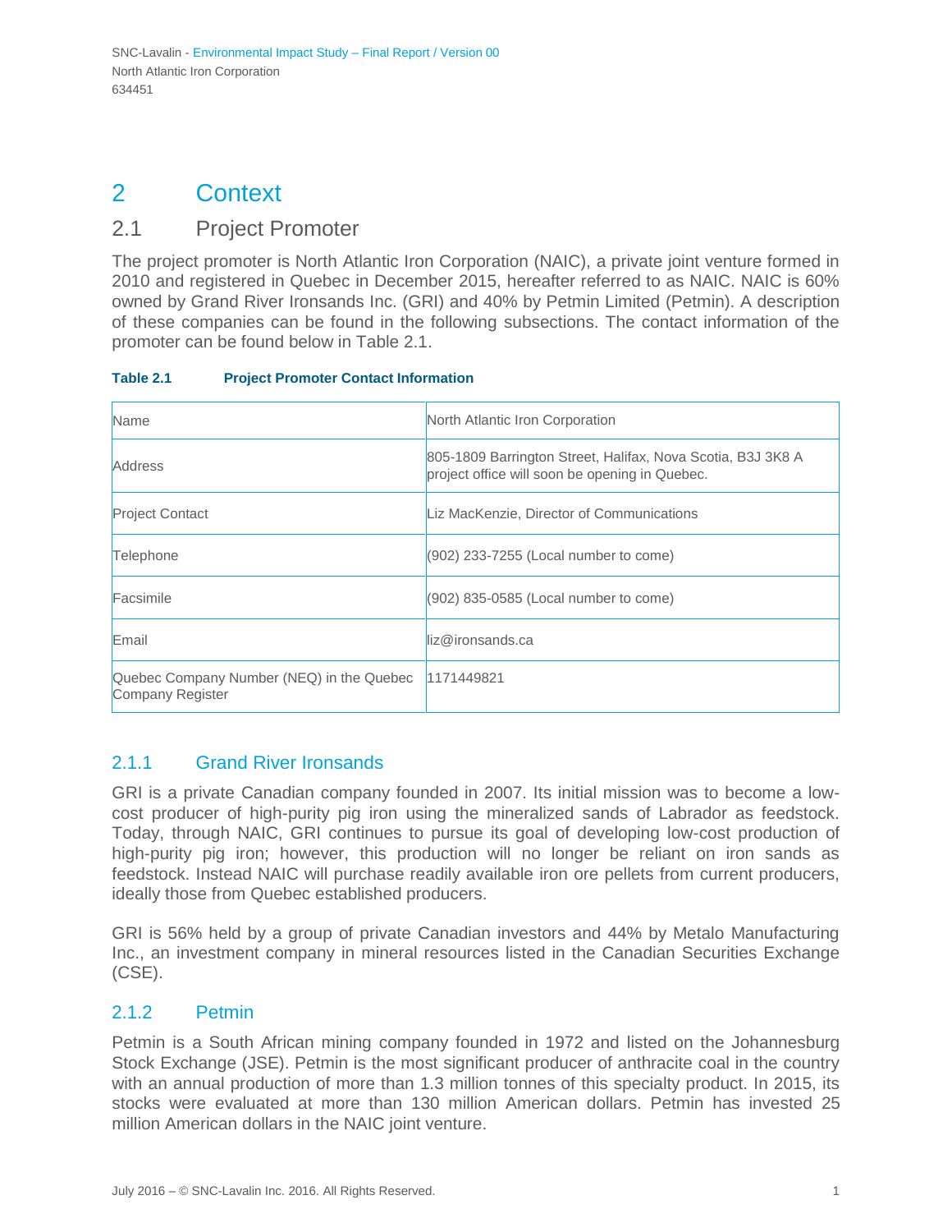# 2 Context

## 2.1 Project Promoter

The project promoter is North Atlantic Iron Corporation (NAIC), a private joint venture formed in 2010 and registered in Quebec in December 2015, hereafter referred to as NAIC. NAIC is 60% owned by Grand River Ironsands Inc. (GRI) and 40% by Petmin Limited (Petmin). A description of these companies can be found in the following subsections. The contact information of the promoter can be found below in Table 2.1.

**Table 2.1 Project Promoter Contact Information**

| | |
|---|---|
| Name | North Atlantic Iron Corporation |
| Address | 805-1809 Barrington Street, Halifax, Nova Scotia, B3J 3K8 A project office will soon be opening in Quebec. |
| Project Contact | Liz MacKenzie, Director of Communications |
| Telephone | (902) 233-7255 (Local number to come) |
| Facsimile | (902) 835-0585 (Local number to come) |
| Email | liz@ironsands.ca |
| Quebec Company Number (NEQ) in the Quebec Company Register | 1171449821 |

### 2.1.1 Grand River Ironsands

GRI is a private Canadian company founded in 2007. Its initial mission was to become a low-cost producer of high-purity pig iron using the mineralized sands of Labrador as feedstock. Today, through NAIC, GRI continues to pursue its goal of developing low-cost production of high-purity pig iron; however, this production will no longer be reliant on iron sands as feedstock. Instead NAIC will purchase readily available iron ore pellets from current producers, ideally those from Quebec established producers.

GRI is 56% held by a group of private Canadian investors and 44% by Metalo Manufacturing Inc., an investment company in mineral resources listed in the Canadian Securities Exchange (CSE).

### 2.1.2 Petmin

Petmin is a South African mining company founded in 1972 and listed on the Johannesburg Stock Exchange (JSE). Petmin is the most significant producer of anthracite coal in the country with an annual production of more than 1.3 million tonnes of this specialty product. In 2015, its stocks were evaluated at more than 130 million American dollars. Petmin has invested 25 million American dollars in the NAIC joint venture.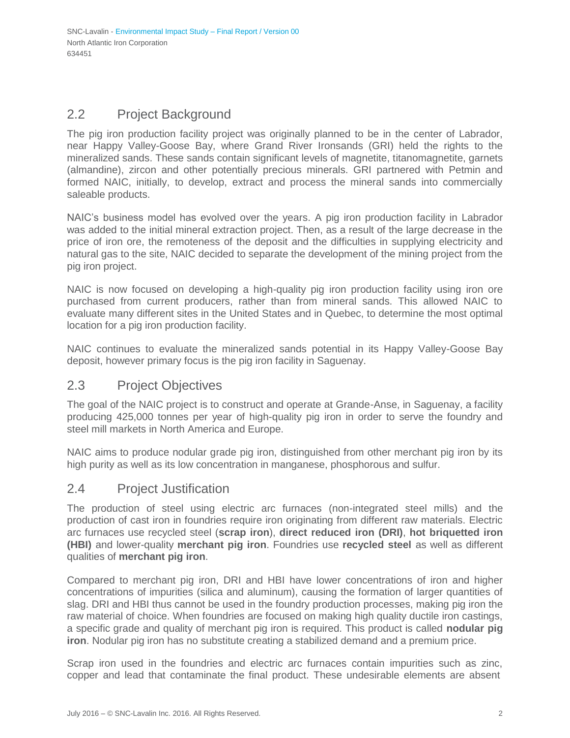## 2.2 Project Background

The pig iron production facility project was originally planned to be in the center of Labrador, near Happy Valley-Goose Bay, where Grand River Ironsands (GRI) held the rights to the mineralized sands. These sands contain significant levels of magnetite, titanomagnetite, garnets (almandine), zircon and other potentially precious minerals. GRI partnered with Petmin and formed NAIC, initially, to develop, extract and process the mineral sands into commercially saleable products.

NAIC's business model has evolved over the years. A pig iron production facility in Labrador was added to the initial mineral extraction project. Then, as a result of the large decrease in the price of iron ore, the remoteness of the deposit and the difficulties in supplying electricity and natural gas to the site, NAIC decided to separate the development of the mining project from the pig iron project.

NAIC is now focused on developing a high-quality pig iron production facility using iron ore purchased from current producers, rather than from mineral sands. This allowed NAIC to evaluate many different sites in the United States and in Quebec, to determine the most optimal location for a pig iron production facility.

NAIC continues to evaluate the mineralized sands potential in its Happy Valley-Goose Bay deposit, however primary focus is the pig iron facility in Saguenay.

## 2.3 Project Objectives

The goal of the NAIC project is to construct and operate at Grande-Anse, in Saguenay, a facility producing 425,000 tonnes per year of high-quality pig iron in order to serve the foundry and steel mill markets in North America and Europe.

NAIC aims to produce nodular grade pig iron, distinguished from other merchant pig iron by its high purity as well as its low concentration in manganese, phosphorous and sulfur.

## 2.4 Project Justification

The production of steel using electric arc furnaces (non-integrated steel mills) and the production of cast iron in foundries require iron originating from different raw materials. Electric arc furnaces use recycled steel (**scrap iron**), **direct reduced iron (DRI)**, **hot briquetted iron (HBI)** and lower-quality **merchant pig iron**. Foundries use **recycled steel** as well as different qualities of **merchant pig iron**.

Compared to merchant pig iron, DRI and HBI have lower concentrations of iron and higher concentrations of impurities (silica and aluminum), causing the formation of larger quantities of slag. DRI and HBI thus cannot be used in the foundry production processes, making pig iron the raw material of choice. When foundries are focused on making high quality ductile iron castings, a specific grade and quality of merchant pig iron is required. This product is called **nodular pig iron**. Nodular pig iron has no substitute creating a stabilized demand and a premium price.

Scrap iron used in the foundries and electric arc furnaces contain impurities such as zinc, copper and lead that contaminate the final product. These undesirable elements are absent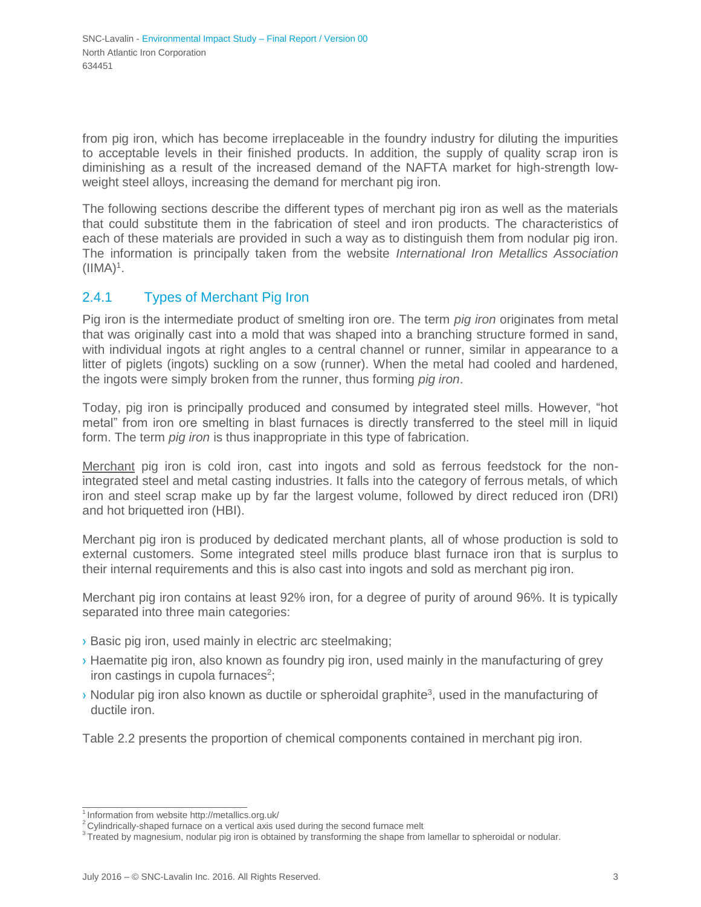from pig iron, which has become irreplaceable in the foundry industry for diluting the impurities to acceptable levels in their finished products. In addition, the supply of quality scrap iron is diminishing as a result of the increased demand of the NAFTA market for high-strength low-weight steel alloys, increasing the demand for merchant pig iron.

The following sections describe the different types of merchant pig iron as well as the materials that could substitute them in the fabrication of steel and iron products. The characteristics of each of these materials are provided in such a way as to distinguish them from nodular pig iron. The information is principally taken from the website *International Iron Metallics Association* (IIMA)[1].

### 2.4.1 Types of Merchant Pig Iron

Pig iron is the intermediate product of smelting iron ore. The term *pig iron* originates from metal that was originally cast into a mold that was shaped into a branching structure formed in sand, with individual ingots at right angles to a central channel or runner, similar in appearance to a litter of piglets (ingots) suckling on a sow (runner). When the metal had cooled and hardened, the ingots were simply broken from the runner, thus forming *pig iron*.

Today, pig iron is principally produced and consumed by integrated steel mills. However, "hot metal" from iron ore smelting in blast furnaces is directly transferred to the steel mill in liquid form. The term *pig iron* is thus inappropriate in this type of fabrication.

<u>Merchant</u> pig iron is cold iron, cast into ingots and sold as ferrous feedstock for the non-integrated steel and metal casting industries. It falls into the category of ferrous metals, of which iron and steel scrap make up by far the largest volume, followed by direct reduced iron (DRI) and hot briquetted iron (HBI).

Merchant pig iron is produced by dedicated merchant plants, all of whose production is sold to external customers. Some integrated steel mills produce blast furnace iron that is surplus to their internal requirements and this is also cast into ingots and sold as merchant pig iron.

Merchant pig iron contains at least 92% iron, for a degree of purity of around 96%. It is typically separated into three main categories:

- Basic pig iron, used mainly in electric arc steelmaking;
- Haematite pig iron, also known as foundry pig iron, used mainly in the manufacturing of grey iron castings in cupola furnaces[2];
- Nodular pig iron also known as ductile or spheroidal graphite[3], used in the manufacturing of ductile iron.

Table 2.2 presents the proportion of chemical components contained in merchant pig iron.

---

[1] Information from website http://metallics.org.uk/

[2] Cylindrically-shaped furnace on a vertical axis used during the second furnace melt

[3] Treated by magnesium, nodular pig iron is obtained by transforming the shape from lamellar to spheroidal or nodular.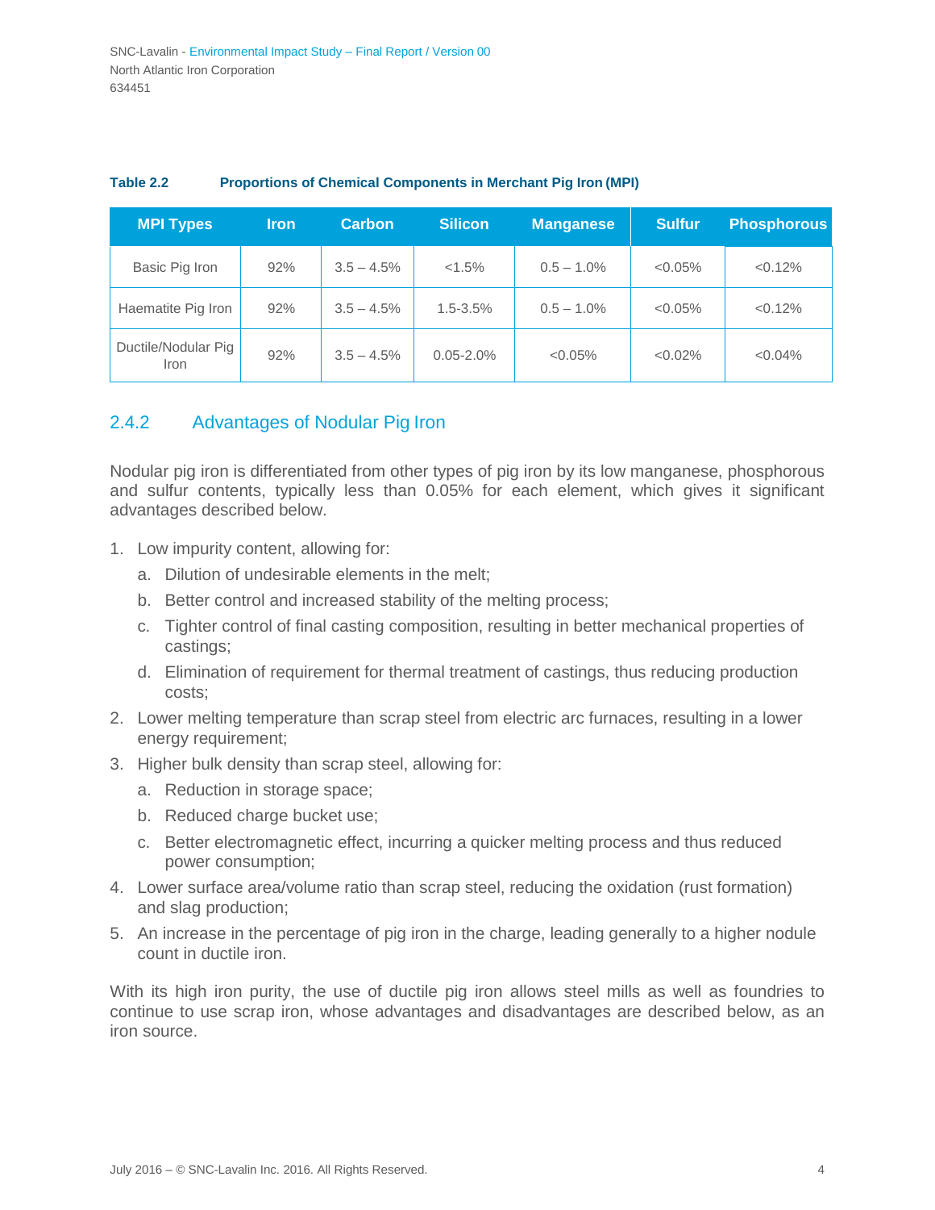**Table 2.2 Proportions of Chemical Components in Merchant Pig Iron (MPI)**

| MPI Types | Iron | Carbon | Silicon | Manganese | Sulfur | Phosphorous |
|---|---|---|---|---|---|---|
| Basic Pig Iron | 92% | 3.5 – 4.5% | <1.5% | 0.5 – 1.0% | <0.05% | <0.12% |
| Haematite Pig Iron | 92% | 3.5 – 4.5% | 1.5-3.5% | 0.5 – 1.0% | <0.05% | <0.12% |
| Ductile/Nodular Pig Iron | 92% | 3.5 – 4.5% | 0.05-2.0% | <0.05% | <0.02% | <0.04% |

### 2.4.2 Advantages of Nodular Pig Iron

Nodular pig iron is differentiated from other types of pig iron by its low manganese, phosphorous and sulfur contents, typically less than 0.05% for each element, which gives it significant advantages described below.

1. Low impurity content, allowing for:
   a. Dilution of undesirable elements in the melt;
   b. Better control and increased stability of the melting process;
   c. Tighter control of final casting composition, resulting in better mechanical properties of castings;
   d. Elimination of requirement for thermal treatment of castings, thus reducing production costs;
2. Lower melting temperature than scrap steel from electric arc furnaces, resulting in a lower energy requirement;
3. Higher bulk density than scrap steel, allowing for:
   a. Reduction in storage space;
   b. Reduced charge bucket use;
   c. Better electromagnetic effect, incurring a quicker melting process and thus reduced power consumption;
4. Lower surface area/volume ratio than scrap steel, reducing the oxidation (rust formation) and slag production;
5. An increase in the percentage of pig iron in the charge, leading generally to a higher nodule count in ductile iron.

With its high iron purity, the use of ductile pig iron allows steel mills as well as foundries to continue to use scrap iron, whose advantages and disadvantages are described below, as an iron source.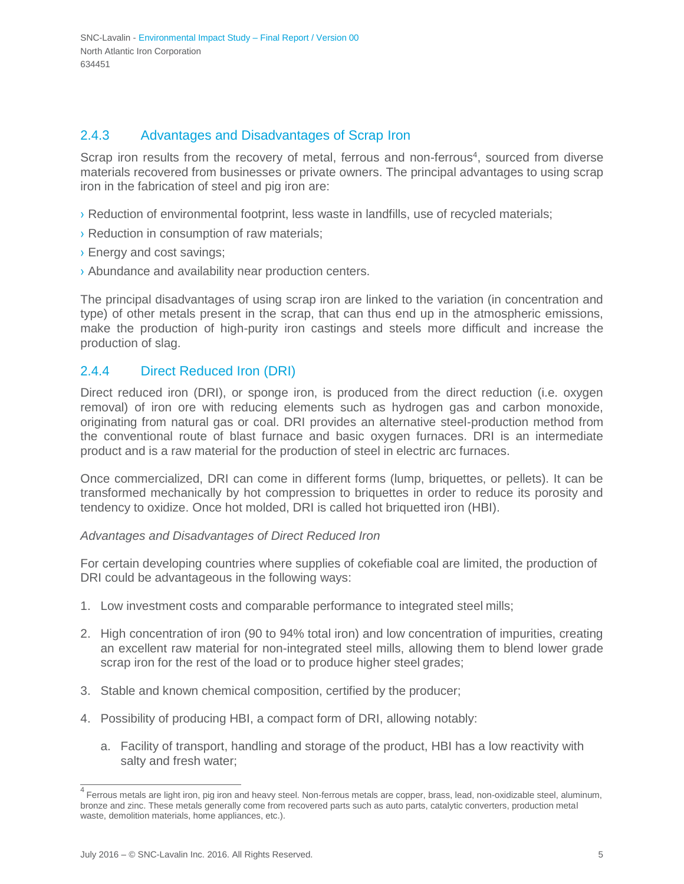### 2.4.3 Advantages and Disadvantages of Scrap Iron

Scrap iron results from the recovery of metal, ferrous and non-ferrous[4], sourced from diverse materials recovered from businesses or private owners. The principal advantages to using scrap iron in the fabrication of steel and pig iron are:

› Reduction of environmental footprint, less waste in landfills, use of recycled materials;

› Reduction in consumption of raw materials;

› Energy and cost savings;

› Abundance and availability near production centers.

The principal disadvantages of using scrap iron are linked to the variation (in concentration and type) of other metals present in the scrap, that can thus end up in the atmospheric emissions, make the production of high-purity iron castings and steels more difficult and increase the production of slag.

### 2.4.4 Direct Reduced Iron (DRI)

Direct reduced iron (DRI), or sponge iron, is produced from the direct reduction (i.e. oxygen removal) of iron ore with reducing elements such as hydrogen gas and carbon monoxide, originating from natural gas or coal. DRI provides an alternative steel-production method from the conventional route of blast furnace and basic oxygen furnaces. DRI is an intermediate product and is a raw material for the production of steel in electric arc furnaces.

Once commercialized, DRI can come in different forms (lump, briquettes, or pellets). It can be transformed mechanically by hot compression to briquettes in order to reduce its porosity and tendency to oxidize. Once hot molded, DRI is called hot briquetted iron (HBI).

*Advantages and Disadvantages of Direct Reduced Iron*

For certain developing countries where supplies of cokefiable coal are limited, the production of DRI could be advantageous in the following ways:

1. Low investment costs and comparable performance to integrated steel mills;

2. High concentration of iron (90 to 94% total iron) and low concentration of impurities, creating an excellent raw material for non-integrated steel mills, allowing them to blend lower grade scrap iron for the rest of the load or to produce higher steel grades;

3. Stable and known chemical composition, certified by the producer;

4. Possibility of producing HBI, a compact form of DRI, allowing notably:

   a. Facility of transport, handling and storage of the product, HBI has a low reactivity with salty and fresh water;

---

[4] Ferrous metals are light iron, pig iron and heavy steel. Non-ferrous metals are copper, brass, lead, non-oxidizable steel, aluminum, bronze and zinc. These metals generally come from recovered parts such as auto parts, catalytic converters, production metal waste, demolition materials, home appliances, etc.).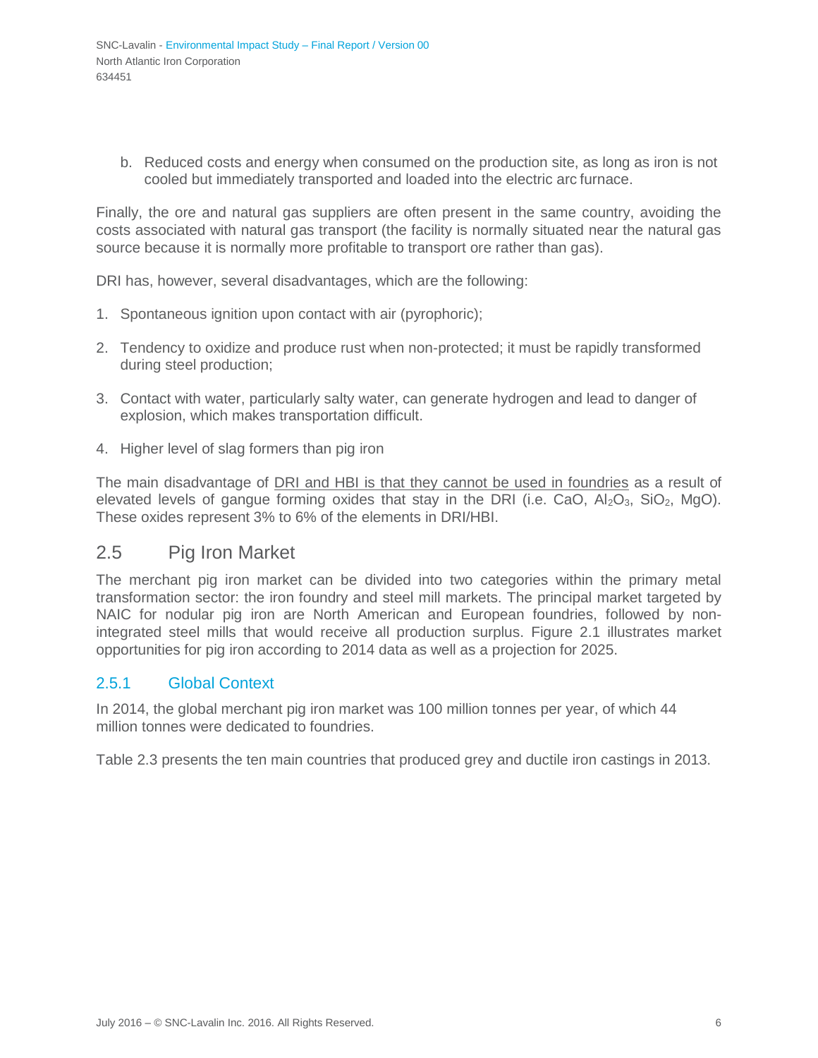b. Reduced costs and energy when consumed on the production site, as long as iron is not cooled but immediately transported and loaded into the electric arc furnace.

Finally, the ore and natural gas suppliers are often present in the same country, avoiding the costs associated with natural gas transport (the facility is normally situated near the natural gas source because it is normally more profitable to transport ore rather than gas).

DRI has, however, several disadvantages, which are the following:

1. Spontaneous ignition upon contact with air (pyrophoric);

2. Tendency to oxidize and produce rust when non-protected; it must be rapidly transformed during steel production;

3. Contact with water, particularly salty water, can generate hydrogen and lead to danger of explosion, which makes transportation difficult.

4. Higher level of slag formers than pig iron

The main disadvantage of DRI and HBI is that they cannot be used in foundries as a result of elevated levels of gangue forming oxides that stay in the DRI (i.e. $CaO$, $Al_2O_3$, $SiO_2$, $MgO$). These oxides represent 3% to 6% of the elements in DRI/HBI.

## 2.5 Pig Iron Market

The merchant pig iron market can be divided into two categories within the primary metal transformation sector: the iron foundry and steel mill markets. The principal market targeted by NAIC for nodular pig iron are North American and European foundries, followed by non-integrated steel mills that would receive all production surplus. Figure 2.1 illustrates market opportunities for pig iron according to 2014 data as well as a projection for 2025.

### 2.5.1 Global Context

In 2014, the global merchant pig iron market was 100 million tonnes per year, of which 44 million tonnes were dedicated to foundries.

Table 2.3 presents the ten main countries that produced grey and ductile iron castings in 2013.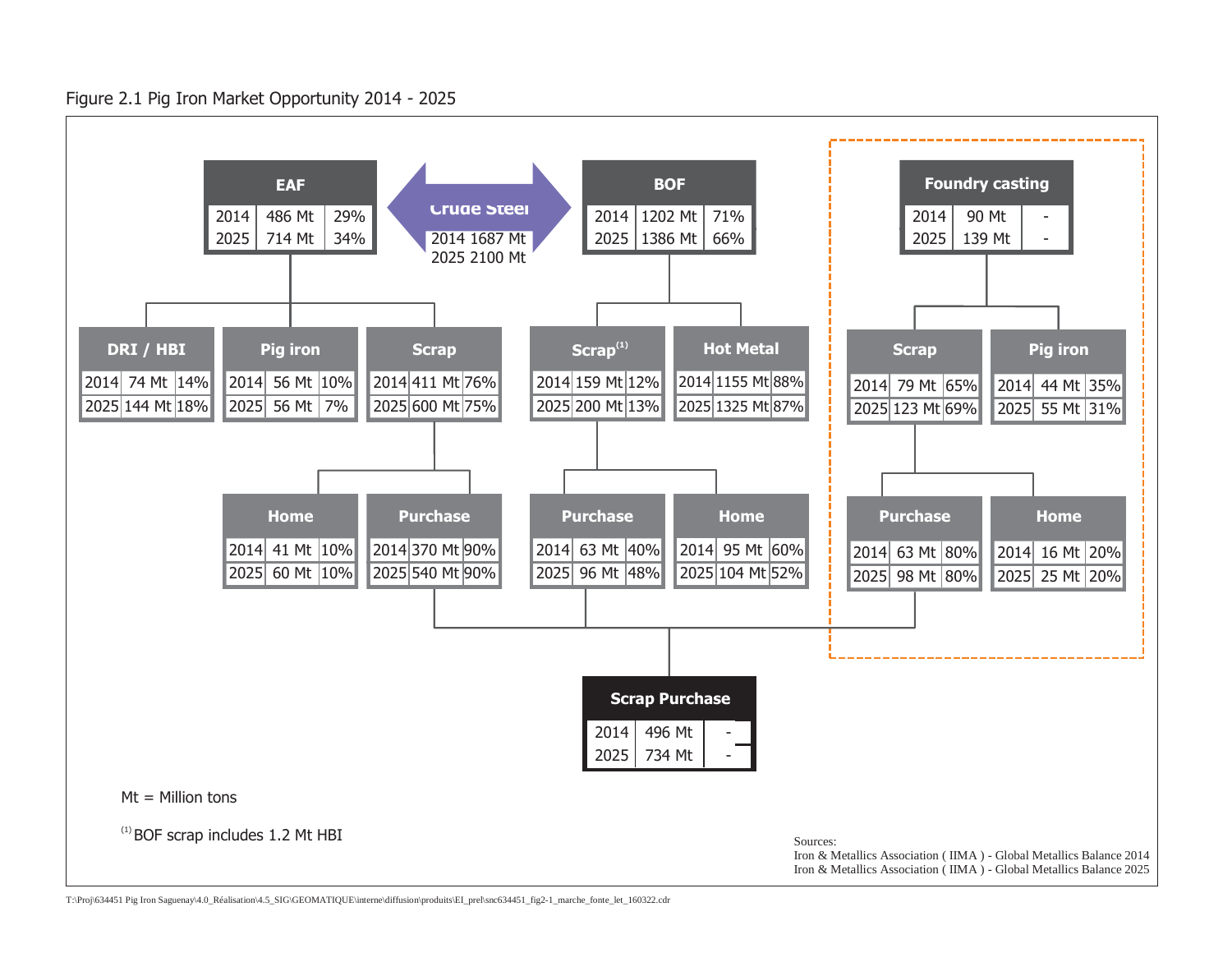Figure 2.1 Pig Iron Market Opportunity 2014 - 2025

**Crude Steel**

| | |
|---|---|
| 2014 | 1687 Mt |
| 2025 | 2100 Mt |

**EAF**

| Year | Mt | % |
|---|---|---|
| 2014 | 486 Mt | 29% |
| 2025 | 714 Mt | 34% |

**BOF**

| Year | Mt | % |
|---|---|---|
| 2014 | 1202 Mt | 71% |
| 2025 | 1386 Mt | 66% |

**Foundry casting**

| Year | Mt | % |
|---|---|---|
| 2014 | 90 Mt | - |
| 2025 | 139 Mt | - |

EAF:

**DRI / HBI**

| Year | Mt | % |
|---|---|---|
| 2014 | 74 Mt | 14% |
| 2025 | 144 Mt | 18% |

**Pig iron**

| Year | Mt | % |
|---|---|---|
| 2014 | 56 Mt | 10% |
| 2025 | 56 Mt | 7% |

**Scrap**

| Year | Mt | % |
|---|---|---|
| 2014 | 411 Mt | 76% |
| 2025 | 600 Mt | 75% |

EAF Scrap:

**Home**

| Year | Mt | % |
|---|---|---|
| 2014 | 41 Mt | 10% |
| 2025 | 60 Mt | 10% |

**Purchase**

| Year | Mt | % |
|---|---|---|
| 2014 | 370 Mt | 90% |
| 2025 | 540 Mt | 90% |

BOF:

**Scrap (1)**

| Year | Mt | % |
|---|---|---|
| 2014 | 159 Mt | 12% |
| 2025 | 200 Mt | 13% |

**Hot Metal**

| Year | Mt | % |
|---|---|---|
| 2014 | 1155 Mt | 88% |
| 2025 | 1325 Mt | 87% |

BOF Scrap:

**Purchase**

| Year | Mt | % |
|---|---|---|
| 2014 | 63 Mt | 40% |
| 2025 | 96 Mt | 48% |

**Home**

| Year | Mt | % |
|---|---|---|
| 2014 | 95 Mt | 60% |
| 2025 | 104 Mt | 52% |

Foundry casting:

**Scrap**

| Year | Mt | % |
|---|---|---|
| 2014 | 79 Mt | 65% |
| 2025 | 123 Mt | 69% |

**Pig iron**

| Year | Mt | % |
|---|---|---|
| 2014 | 44 Mt | 35% |
| 2025 | 55 Mt | 31% |

Foundry Scrap:

**Purchase**

| Year | Mt | % |
|---|---|---|
| 2014 | 63 Mt | 80% |
| 2025 | 98 Mt | 80% |

**Home**

| Year | Mt | % |
|---|---|---|
| 2014 | 16 Mt | 20% |
| 2025 | 25 Mt | 20% |

**Scrap Purchase**

| Year | Mt | % |
|---|---|---|
| 2014 | 496 Mt | - |
| 2025 | 734 Mt | - |

Mt = Million tons

(1) BOF scrap includes 1.2 Mt HBI

Sources:
Iron & Metallics Association ( IIMA ) - Global Metallics Balance 2014
Iron & Metallics Association ( IIMA ) - Global Metallics Balance 2025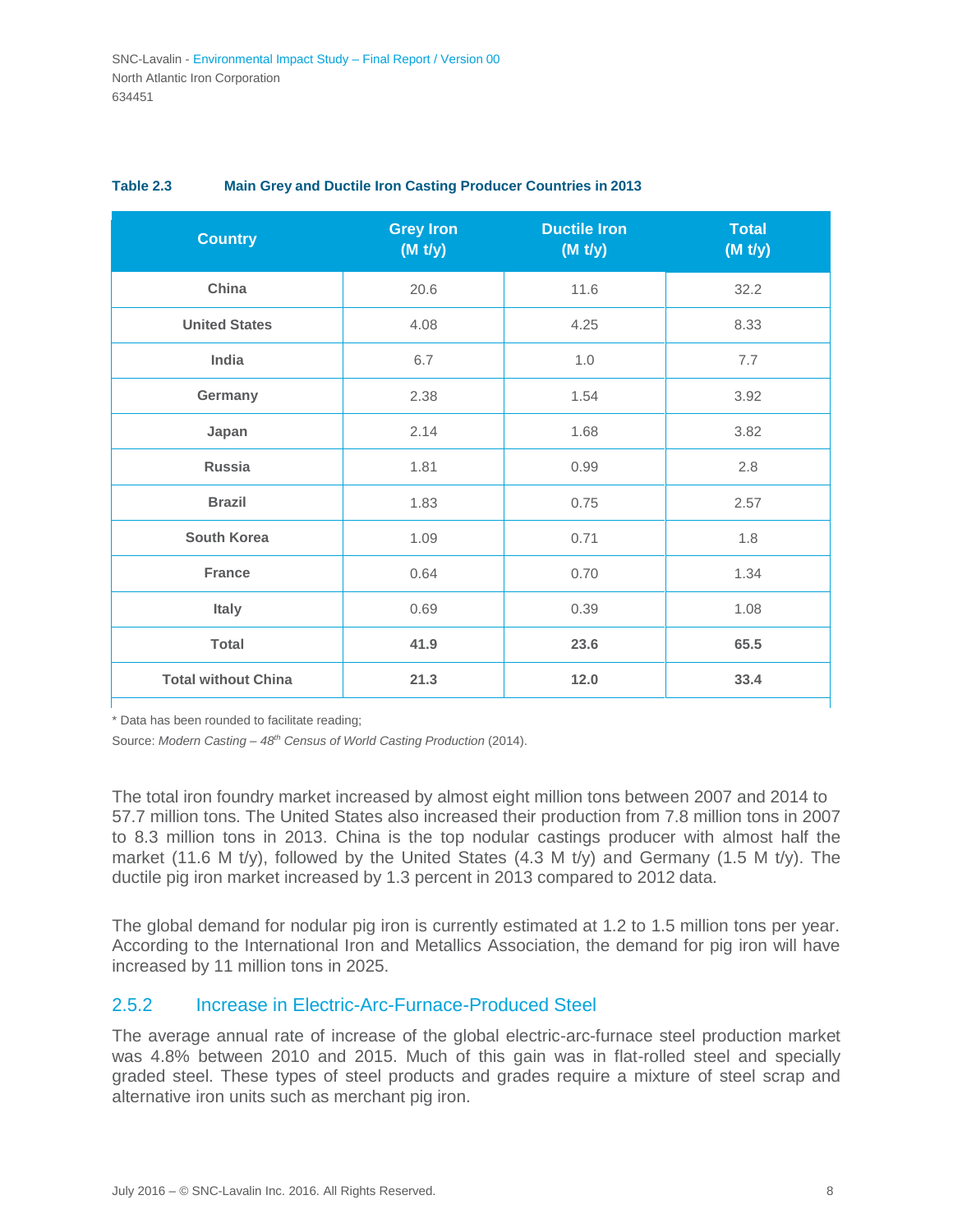**Table 2.3 Main Grey and Ductile Iron Casting Producer Countries in 2013**

| Country | Grey Iron (M t/y) | Ductile Iron (M t/y) | Total (M t/y) |
|---|---|---|---|
| China | 20.6 | 11.6 | 32.2 |
| United States | 4.08 | 4.25 | 8.33 |
| India | 6.7 | 1.0 | 7.7 |
| Germany | 2.38 | 1.54 | 3.92 |
| Japan | 2.14 | 1.68 | 3.82 |
| Russia | 1.81 | 0.99 | 2.8 |
| Brazil | 1.83 | 0.75 | 2.57 |
| South Korea | 1.09 | 0.71 | 1.8 |
| France | 0.64 | 0.70 | 1.34 |
| Italy | 0.69 | 0.39 | 1.08 |
| **Total** | **41.9** | **23.6** | **65.5** |
| **Total without China** | **21.3** | **12.0** | **33.4** |

* Data has been rounded to facilitate reading;

Source: *Modern Casting – 48th Census of World Casting Production* (2014).

The total iron foundry market increased by almost eight million tons between 2007 and 2014 to 57.7 million tons. The United States also increased their production from 7.8 million tons in 2007 to 8.3 million tons in 2013. China is the top nodular castings producer with almost half the market (11.6 M t/y), followed by the United States (4.3 M t/y) and Germany (1.5 M t/y). The ductile pig iron market increased by 1.3 percent in 2013 compared to 2012 data.

The global demand for nodular pig iron is currently estimated at 1.2 to 1.5 million tons per year. According to the International Iron and Metallics Association, the demand for pig iron will have increased by 11 million tons in 2025.

### 2.5.2 Increase in Electric-Arc-Furnace-Produced Steel

The average annual rate of increase of the global electric-arc-furnace steel production market was 4.8% between 2010 and 2015. Much of this gain was in flat-rolled steel and specially graded steel. These types of steel products and grades require a mixture of steel scrap and alternative iron units such as merchant pig iron.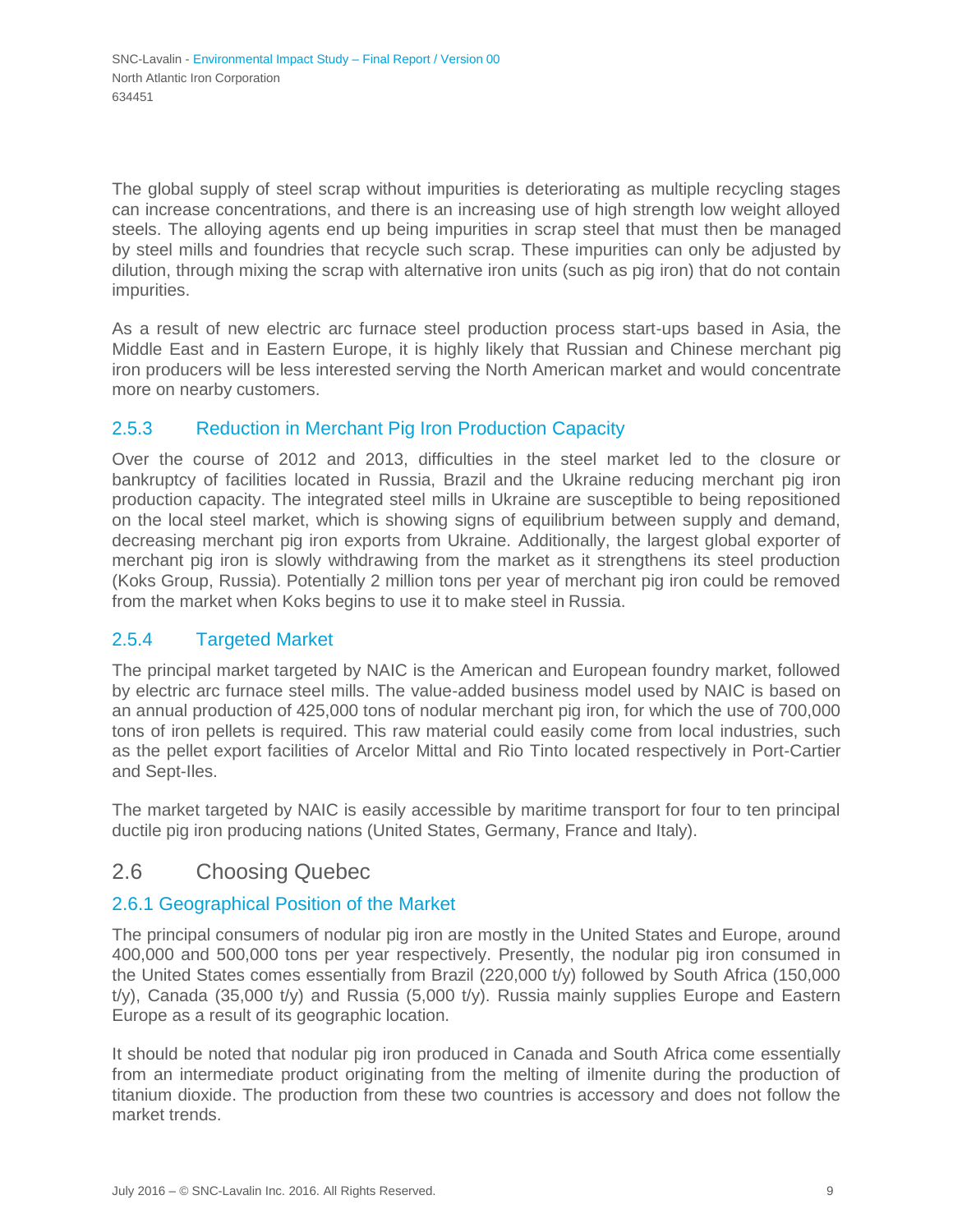The global supply of steel scrap without impurities is deteriorating as multiple recycling stages can increase concentrations, and there is an increasing use of high strength low weight alloyed steels. The alloying agents end up being impurities in scrap steel that must then be managed by steel mills and foundries that recycle such scrap. These impurities can only be adjusted by dilution, through mixing the scrap with alternative iron units (such as pig iron) that do not contain impurities.

As a result of new electric arc furnace steel production process start-ups based in Asia, the Middle East and in Eastern Europe, it is highly likely that Russian and Chinese merchant pig iron producers will be less interested serving the North American market and would concentrate more on nearby customers.

### 2.5.3 Reduction in Merchant Pig Iron Production Capacity

Over the course of 2012 and 2013, difficulties in the steel market led to the closure or bankruptcy of facilities located in Russia, Brazil and the Ukraine reducing merchant pig iron production capacity. The integrated steel mills in Ukraine are susceptible to being repositioned on the local steel market, which is showing signs of equilibrium between supply and demand, decreasing merchant pig iron exports from Ukraine. Additionally, the largest global exporter of merchant pig iron is slowly withdrawing from the market as it strengthens its steel production (Koks Group, Russia). Potentially 2 million tons per year of merchant pig iron could be removed from the market when Koks begins to use it to make steel in Russia.

### 2.5.4 Targeted Market

The principal market targeted by NAIC is the American and European foundry market, followed by electric arc furnace steel mills. The value-added business model used by NAIC is based on an annual production of 425,000 tons of nodular merchant pig iron, for which the use of 700,000 tons of iron pellets is required. This raw material could easily come from local industries, such as the pellet export facilities of Arcelor Mittal and Rio Tinto located respectively in Port-Cartier and Sept-Iles.

The market targeted by NAIC is easily accessible by maritime transport for four to ten principal ductile pig iron producing nations (United States, Germany, France and Italy).

## 2.6 Choosing Quebec

### 2.6.1 Geographical Position of the Market

The principal consumers of nodular pig iron are mostly in the United States and Europe, around 400,000 and 500,000 tons per year respectively. Presently, the nodular pig iron consumed in the United States comes essentially from Brazil (220,000 t/y) followed by South Africa (150,000 t/y), Canada (35,000 t/y) and Russia (5,000 t/y). Russia mainly supplies Europe and Eastern Europe as a result of its geographic location.

It should be noted that nodular pig iron produced in Canada and South Africa come essentially from an intermediate product originating from the melting of ilmenite during the production of titanium dioxide. The production from these two countries is accessory and does not follow the market trends.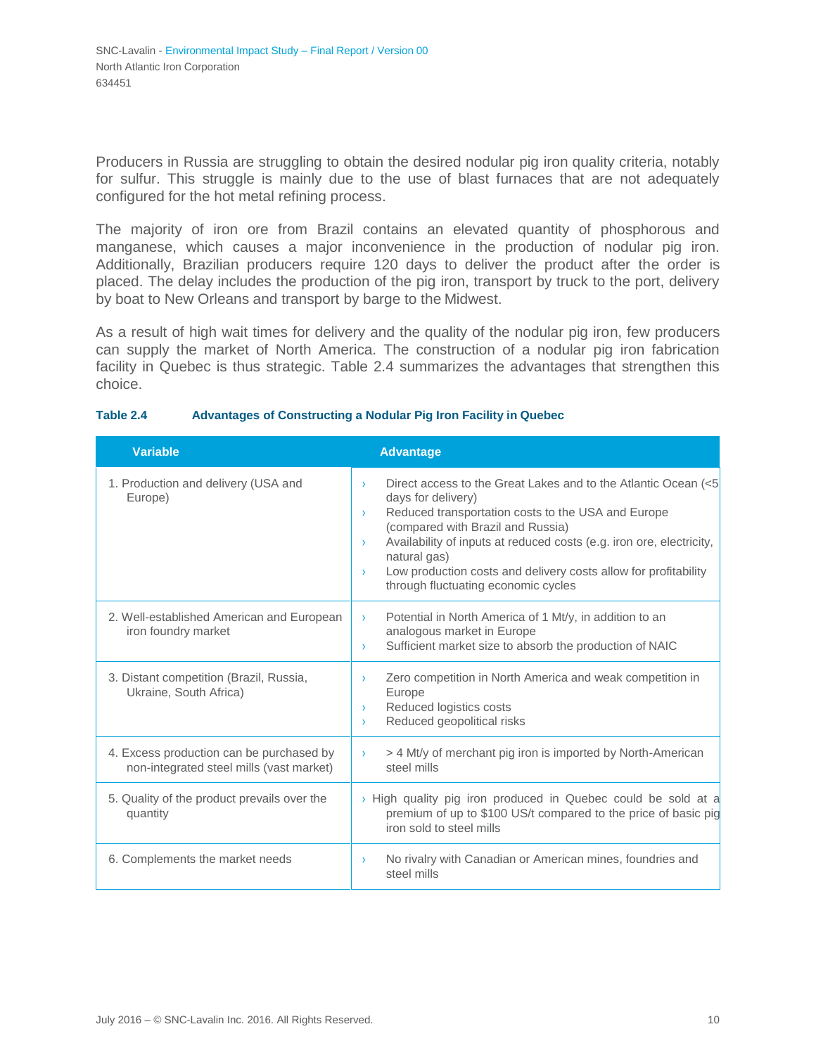Producers in Russia are struggling to obtain the desired nodular pig iron quality criteria, notably for sulfur. This struggle is mainly due to the use of blast furnaces that are not adequately configured for the hot metal refining process.

The majority of iron ore from Brazil contains an elevated quantity of phosphorous and manganese, which causes a major inconvenience in the production of nodular pig iron. Additionally, Brazilian producers require 120 days to deliver the product after the order is placed. The delay includes the production of the pig iron, transport by truck to the port, delivery by boat to New Orleans and transport by barge to the Midwest.

As a result of high wait times for delivery and the quality of the nodular pig iron, few producers can supply the market of North America. The construction of a nodular pig iron fabrication facility in Quebec is thus strategic. Table 2.4 summarizes the advantages that strengthen this choice.

**Table 2.4 Advantages of Constructing a Nodular Pig Iron Facility in Quebec**

| Variable | Advantage |
|---|---|
| 1. Production and delivery (USA and Europe) | › Direct access to the Great Lakes and to the Atlantic Ocean (<5 days for delivery)<br>› Reduced transportation costs to the USA and Europe (compared with Brazil and Russia)<br>› Availability of inputs at reduced costs (e.g. iron ore, electricity, natural gas)<br>› Low production costs and delivery costs allow for profitability through fluctuating economic cycles |
| 2. Well-established American and European iron foundry market | › Potential in North America of 1 Mt/y, in addition to an analogous market in Europe<br>› Sufficient market size to absorb the production of NAIC |
| 3. Distant competition (Brazil, Russia, Ukraine, South Africa) | › Zero competition in North America and weak competition in Europe<br>› Reduced logistics costs<br>› Reduced geopolitical risks |
| 4. Excess production can be purchased by non-integrated steel mills (vast market) | › > 4 Mt/y of merchant pig iron is imported by North-American steel mills |
| 5. Quality of the product prevails over the quantity | › High quality pig iron produced in Quebec could be sold at a premium of up to $100 US/t compared to the price of basic pig iron sold to steel mills |
| 6. Complements the market needs | › No rivalry with Canadian or American mines, foundries and steel mills |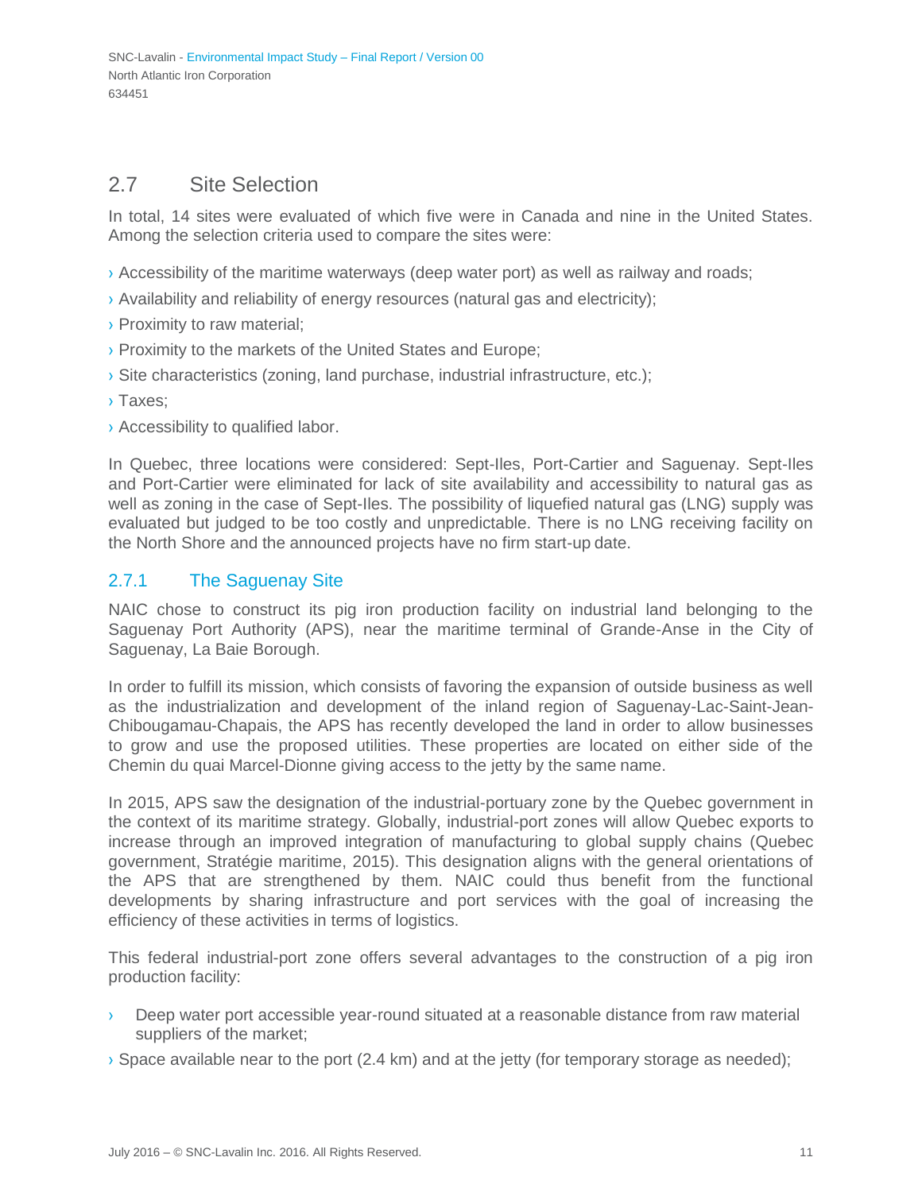## 2.7 Site Selection

In total, 14 sites were evaluated of which five were in Canada and nine in the United States. Among the selection criteria used to compare the sites were:

- Accessibility of the maritime waterways (deep water port) as well as railway and roads;
- Availability and reliability of energy resources (natural gas and electricity);
- Proximity to raw material;
- Proximity to the markets of the United States and Europe;
- Site characteristics (zoning, land purchase, industrial infrastructure, etc.);
- Taxes;
- Accessibility to qualified labor.

In Quebec, three locations were considered: Sept-Iles, Port-Cartier and Saguenay. Sept-Iles and Port-Cartier were eliminated for lack of site availability and accessibility to natural gas as well as zoning in the case of Sept-Iles. The possibility of liquefied natural gas (LNG) supply was evaluated but judged to be too costly and unpredictable. There is no LNG receiving facility on the North Shore and the announced projects have no firm start-up date.

### 2.7.1 The Saguenay Site

NAIC chose to construct its pig iron production facility on industrial land belonging to the Saguenay Port Authority (APS), near the maritime terminal of Grande-Anse in the City of Saguenay, La Baie Borough.

In order to fulfill its mission, which consists of favoring the expansion of outside business as well as the industrialization and development of the inland region of Saguenay-Lac-Saint-Jean-Chibougamau-Chapais, the APS has recently developed the land in order to allow businesses to grow and use the proposed utilities. These properties are located on either side of the Chemin du quai Marcel-Dionne giving access to the jetty by the same name.

In 2015, APS saw the designation of the industrial-portuary zone by the Quebec government in the context of its maritime strategy. Globally, industrial-port zones will allow Quebec exports to increase through an improved integration of manufacturing to global supply chains (Quebec government, Stratégie maritime, 2015). This designation aligns with the general orientations of the APS that are strengthened by them. NAIC could thus benefit from the functional developments by sharing infrastructure and port services with the goal of increasing the efficiency of these activities in terms of logistics.

This federal industrial-port zone offers several advantages to the construction of a pig iron production facility:

- Deep water port accessible year-round situated at a reasonable distance from raw material suppliers of the market;
- Space available near to the port (2.4 km) and at the jetty (for temporary storage as needed);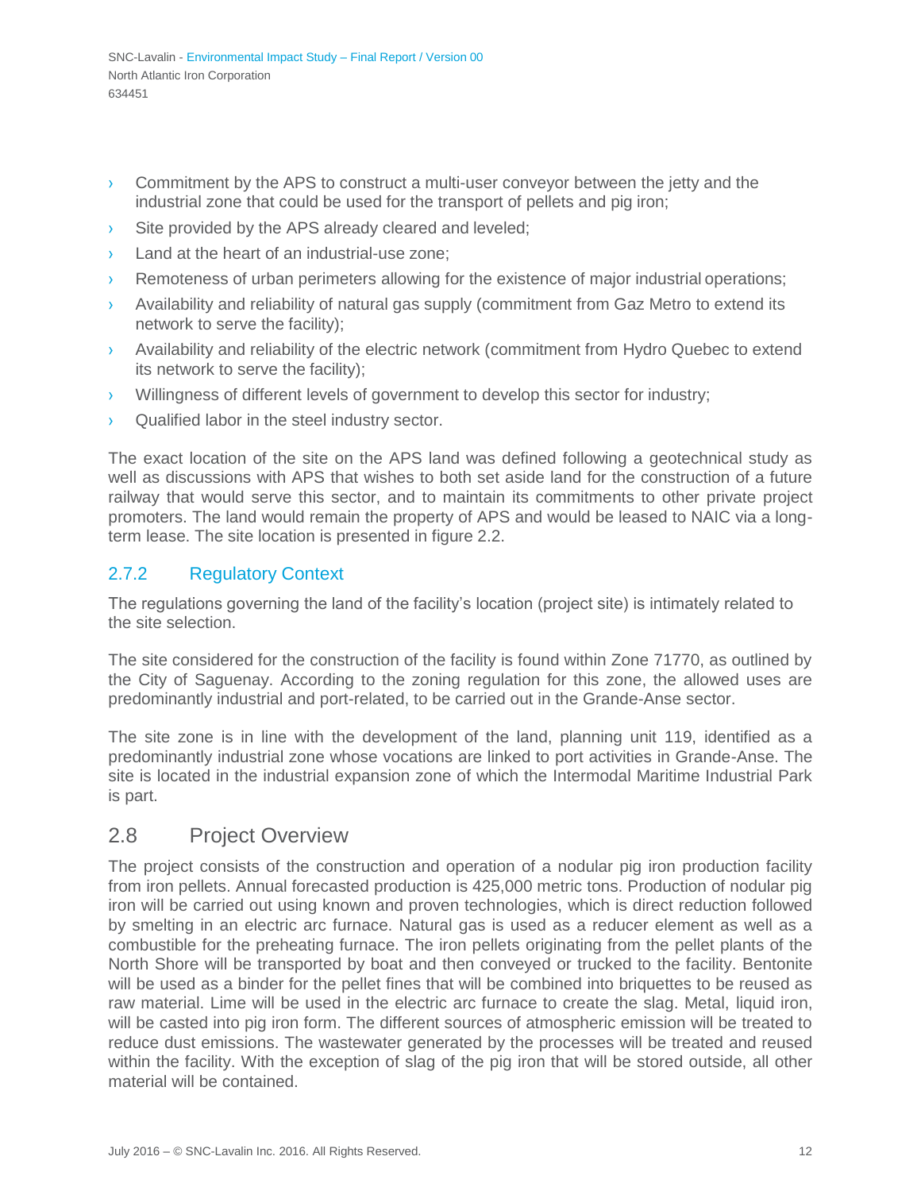- Commitment by the APS to construct a multi-user conveyor between the jetty and the industrial zone that could be used for the transport of pellets and pig iron;
- Site provided by the APS already cleared and leveled;
- Land at the heart of an industrial-use zone;
- Remoteness of urban perimeters allowing for the existence of major industrial operations;
- Availability and reliability of natural gas supply (commitment from Gaz Metro to extend its network to serve the facility);
- Availability and reliability of the electric network (commitment from Hydro Quebec to extend its network to serve the facility);
- Willingness of different levels of government to develop this sector for industry;
- Qualified labor in the steel industry sector.

The exact location of the site on the APS land was defined following a geotechnical study as well as discussions with APS that wishes to both set aside land for the construction of a future railway that would serve this sector, and to maintain its commitments to other private project promoters. The land would remain the property of APS and would be leased to NAIC via a long-term lease. The site location is presented in figure 2.2.

### 2.7.2 Regulatory Context

The regulations governing the land of the facility's location (project site) is intimately related to the site selection.

The site considered for the construction of the facility is found within Zone 71770, as outlined by the City of Saguenay. According to the zoning regulation for this zone, the allowed uses are predominantly industrial and port-related, to be carried out in the Grande-Anse sector.

The site zone is in line with the development of the land, planning unit 119, identified as a predominantly industrial zone whose vocations are linked to port activities in Grande-Anse. The site is located in the industrial expansion zone of which the Intermodal Maritime Industrial Park is part.

## 2.8 Project Overview

The project consists of the construction and operation of a nodular pig iron production facility from iron pellets. Annual forecasted production is 425,000 metric tons. Production of nodular pig iron will be carried out using known and proven technologies, which is direct reduction followed by smelting in an electric arc furnace. Natural gas is used as a reducer element as well as a combustible for the preheating furnace. The iron pellets originating from the pellet plants of the North Shore will be transported by boat and then conveyed or trucked to the facility. Bentonite will be used as a binder for the pellet fines that will be combined into briquettes to be reused as raw material. Lime will be used in the electric arc furnace to create the slag. Metal, liquid iron, will be casted into pig iron form. The different sources of atmospheric emission will be treated to reduce dust emissions. The wastewater generated by the processes will be treated and reused within the facility. With the exception of slag of the pig iron that will be stored outside, all other material will be contained.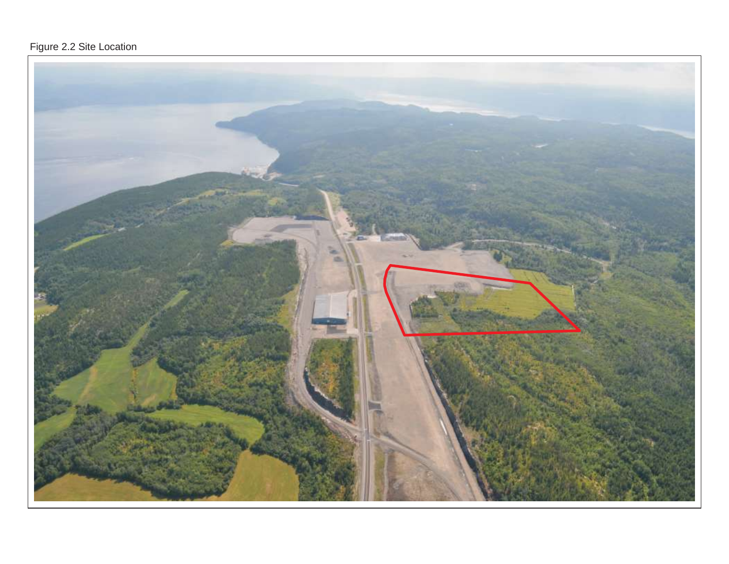Figure 2.2 Site Location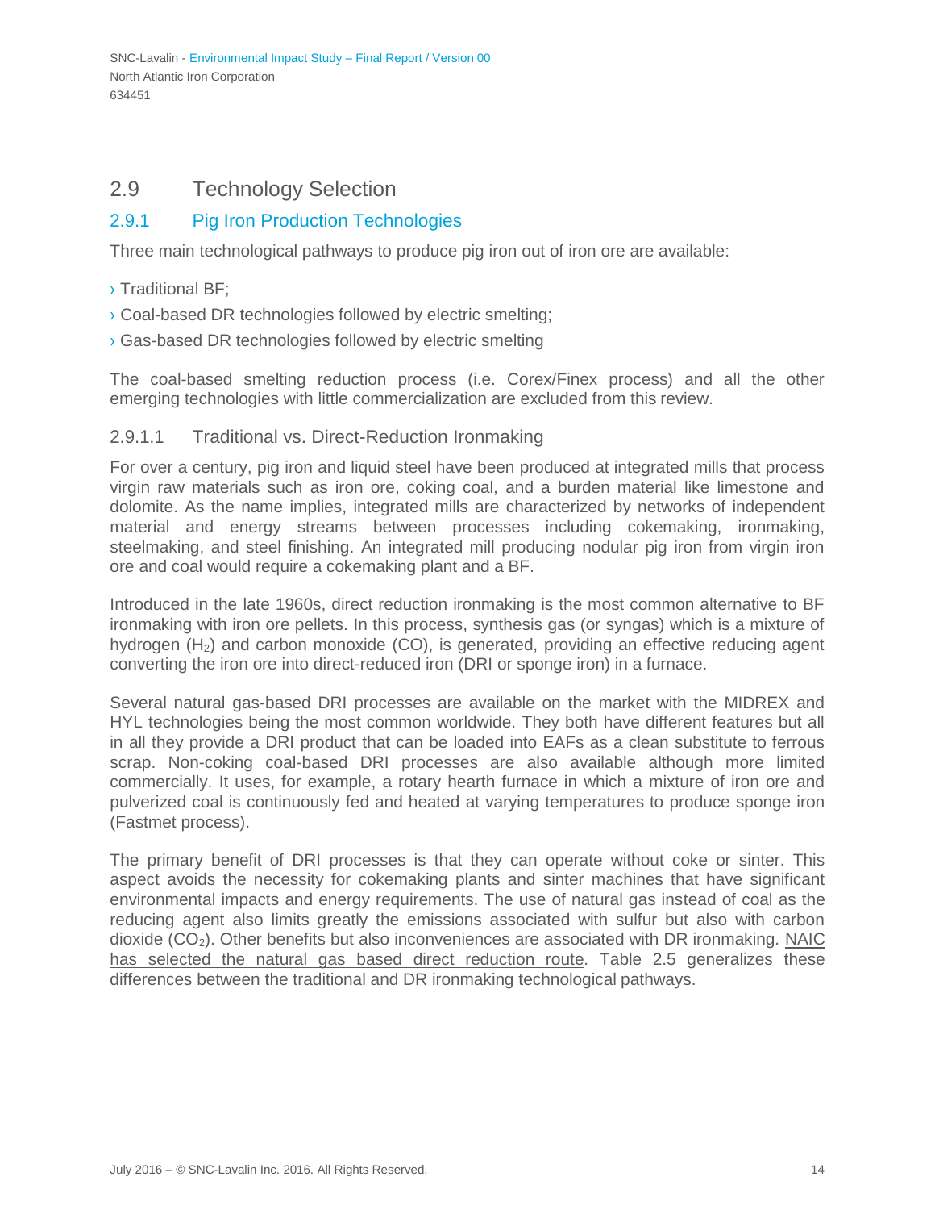## 2.9 Technology Selection

### 2.9.1 Pig Iron Production Technologies

Three main technological pathways to produce pig iron out of iron ore are available:

- Traditional BF;
- Coal-based DR technologies followed by electric smelting;
- Gas-based DR technologies followed by electric smelting

The coal-based smelting reduction process (i.e. Corex/Finex process) and all the other emerging technologies with little commercialization are excluded from this review.

#### 2.9.1.1 Traditional vs. Direct-Reduction Ironmaking

For over a century, pig iron and liquid steel have been produced at integrated mills that process virgin raw materials such as iron ore, coking coal, and a burden material like limestone and dolomite. As the name implies, integrated mills are characterized by networks of independent material and energy streams between processes including cokemaking, ironmaking, steelmaking, and steel finishing. An integrated mill producing nodular pig iron from virgin iron ore and coal would require a cokemaking plant and a BF.

Introduced in the late 1960s, direct reduction ironmaking is the most common alternative to BF ironmaking with iron ore pellets. In this process, synthesis gas (or syngas) which is a mixture of hydrogen ($H_2$) and carbon monoxide (CO), is generated, providing an effective reducing agent converting the iron ore into direct-reduced iron (DRI or sponge iron) in a furnace.

Several natural gas-based DRI processes are available on the market with the MIDREX and HYL technologies being the most common worldwide. They both have different features but all in all they provide a DRI product that can be loaded into EAFs as a clean substitute to ferrous scrap. Non-coking coal-based DRI processes are also available although more limited commercially. It uses, for example, a rotary hearth furnace in which a mixture of iron ore and pulverized coal is continuously fed and heated at varying temperatures to produce sponge iron (Fastmet process).

The primary benefit of DRI processes is that they can operate without coke or sinter. This aspect avoids the necessity for cokemaking plants and sinter machines that have significant environmental impacts and energy requirements. The use of natural gas instead of coal as the reducing agent also limits greatly the emissions associated with sulfur but also with carbon dioxide ($CO_2$). Other benefits but also inconveniences are associated with DR ironmaking. <u>NAIC has selected the natural gas based direct reduction route</u>. Table 2.5 generalizes these differences between the traditional and DR ironmaking technological pathways.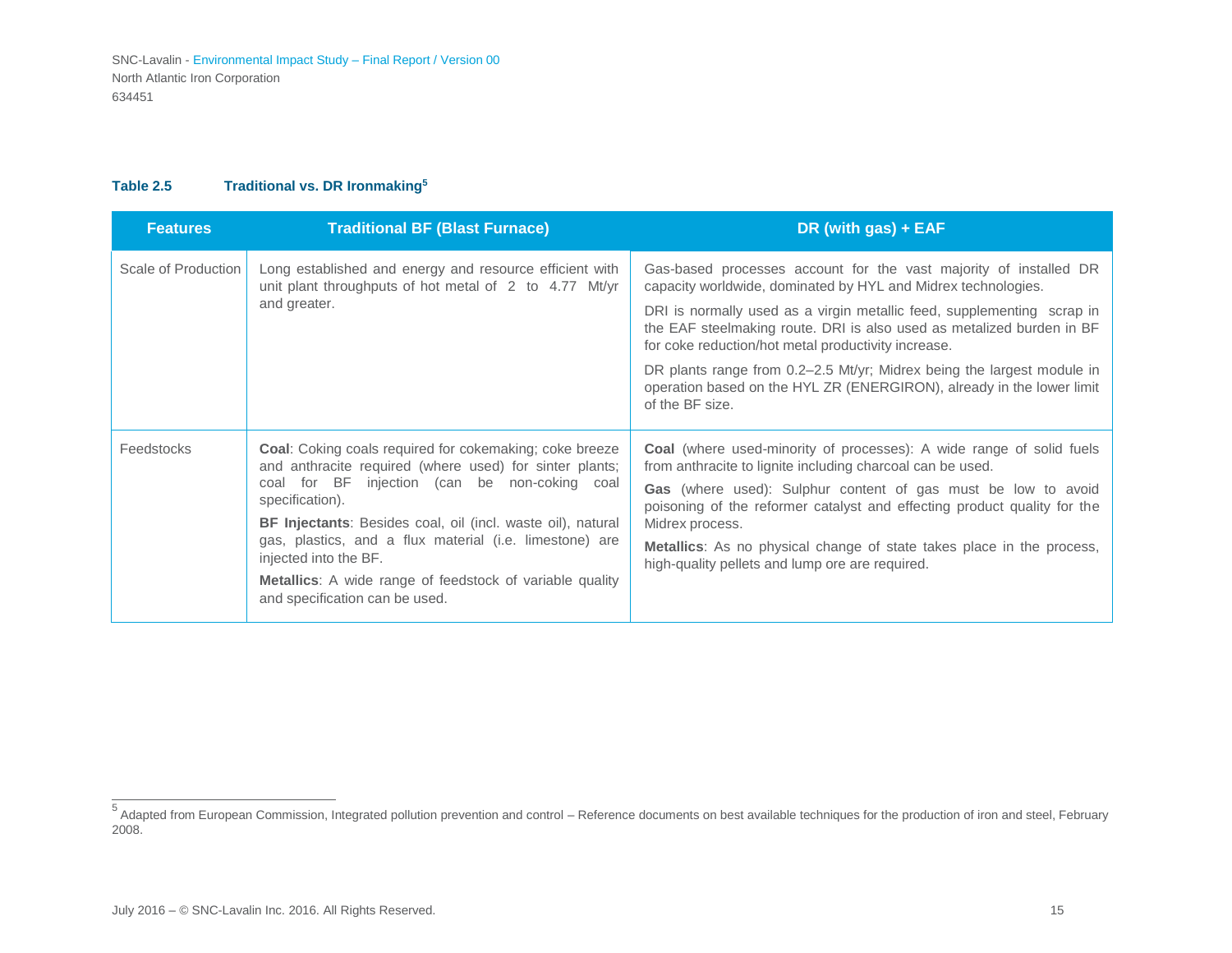**Table 2.5 Traditional vs. DR Ironmaking[5]**

| Features | Traditional BF (Blast Furnace) | DR (with gas) + EAF |
|---|---|---|
| Scale of Production | Long established and energy and resource efficient with unit plant throughputs of hot metal of 2 to 4.77 Mt/yr and greater. | Gas-based processes account for the vast majority of installed DR capacity worldwide, dominated by HYL and Midrex technologies.<br><br>DRI is normally used as a virgin metallic feed, supplementing scrap in the EAF steelmaking route. DRI is also used as metalized burden in BF for coke reduction/hot metal productivity increase.<br><br>DR plants range from 0.2–2.5 Mt/yr; Midrex being the largest module in operation based on the HYL ZR (ENERGIRON), already in the lower limit of the BF size. |
| Feedstocks | **Coal**: Coking coals required for cokemaking; coke breeze and anthracite required (where used) for sinter plants; coal for BF injection (can be non-coking coal specification).<br><br>**BF Injectants**: Besides coal, oil (incl. waste oil), natural gas, plastics, and a flux material (i.e. limestone) are injected into the BF.<br><br>**Metallics**: A wide range of feedstock of variable quality and specification can be used. | **Coal** (where used-minority of processes): A wide range of solid fuels from anthracite to lignite including charcoal can be used.<br><br>**Gas** (where used): Sulphur content of gas must be low to avoid poisoning of the reformer catalyst and effecting product quality for the Midrex process.<br><br>**Metallics**: As no physical change of state takes place in the process, high-quality pellets and lump ore are required. |

[5] Adapted from European Commission, Integrated pollution prevention and control – Reference documents on best available techniques for the production of iron and steel, February 2008.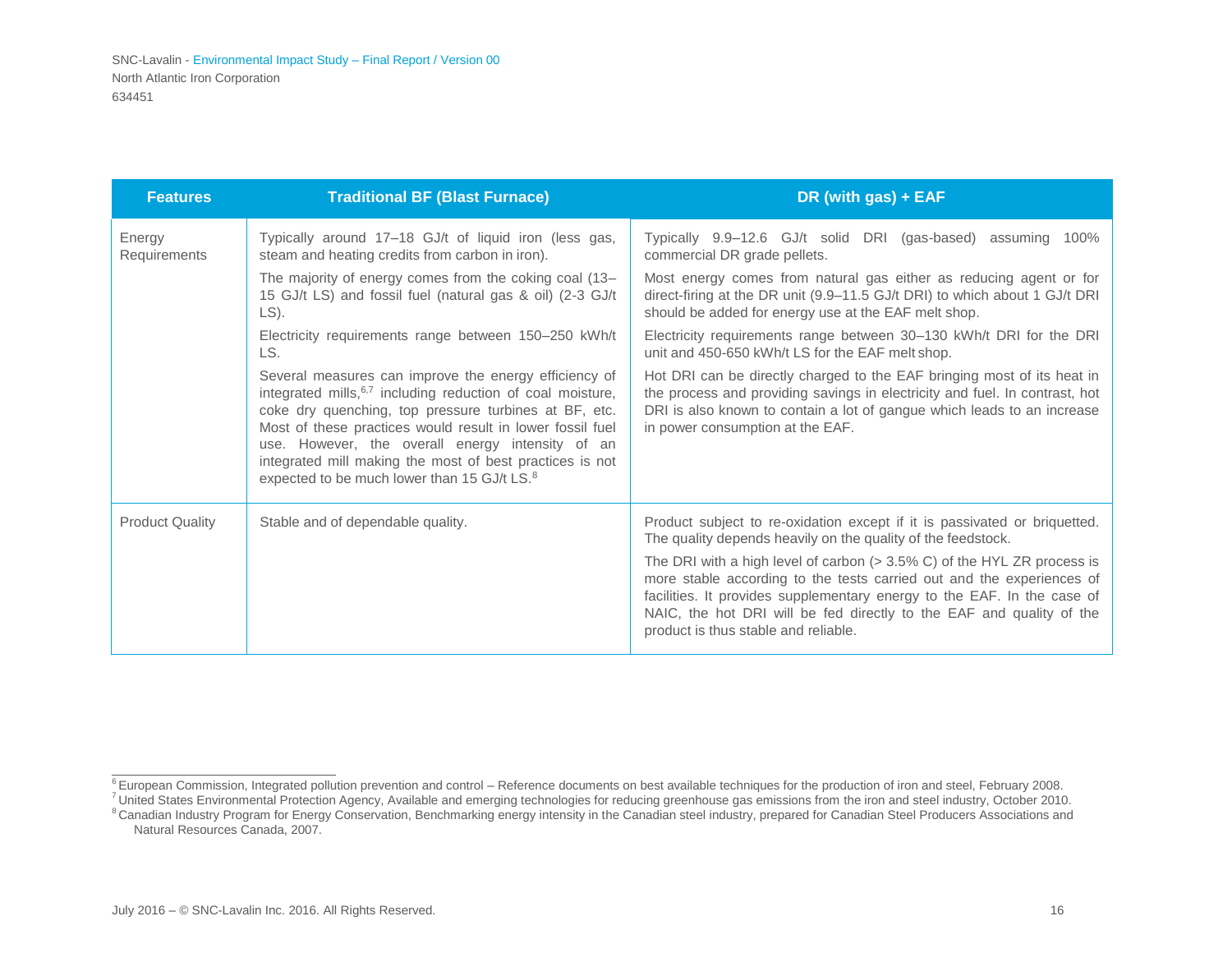| Features | Traditional BF (Blast Furnace) | DR (with gas) + EAF |
|---|---|---|
| Energy Requirements | Typically around 17–18 GJ/t of liquid iron (less gas, steam and heating credits from carbon in iron).<br><br>The majority of energy comes from the coking coal (13–15 GJ/t LS) and fossil fuel (natural gas & oil) (2-3 GJ/t LS).<br><br>Electricity requirements range between 150–250 kWh/t LS.<br><br>Several measures can improve the energy efficiency of integrated mills,[6,7] including reduction of coal moisture, coke dry quenching, top pressure turbines at BF, etc. Most of these practices would result in lower fossil fuel use. However, the overall energy intensity of an integrated mill making the most of best practices is not expected to be much lower than 15 GJ/t LS.[8] | Typically 9.9–12.6 GJ/t solid DRI (gas-based) assuming 100% commercial DR grade pellets.<br><br>Most energy comes from natural gas either as reducing agent or for direct-firing at the DR unit (9.9–11.5 GJ/t DRI) to which about 1 GJ/t DRI should be added for energy use at the EAF melt shop.<br><br>Electricity requirements range between 30–130 kWh/t DRI for the DRI unit and 450-650 kWh/t LS for the EAF melt shop.<br><br>Hot DRI can be directly charged to the EAF bringing most of its heat in the process and providing savings in electricity and fuel. In contrast, hot DRI is also known to contain a lot of gangue which leads to an increase in power consumption at the EAF. |
| Product Quality | Stable and of dependable quality. | Product subject to re-oxidation except if it is passivated or briquetted. The quality depends heavily on the quality of the feedstock.<br><br>The DRI with a high level of carbon (> 3.5% C) of the HYL ZR process is more stable according to the tests carried out and the experiences of facilities. It provides supplementary energy to the EAF. In the case of NAIC, the hot DRI will be fed directly to the EAF and quality of the product is thus stable and reliable. |

[6] European Commission, Integrated pollution prevention and control – Reference documents on best available techniques for the production of iron and steel, February 2008.

[7] United States Environmental Protection Agency, Available and emerging technologies for reducing greenhouse gas emissions from the iron and steel industry, October 2010.

[8] Canadian Industry Program for Energy Conservation, Benchmarking energy intensity in the Canadian steel industry, prepared for Canadian Steel Producers Associations and Natural Resources Canada, 2007.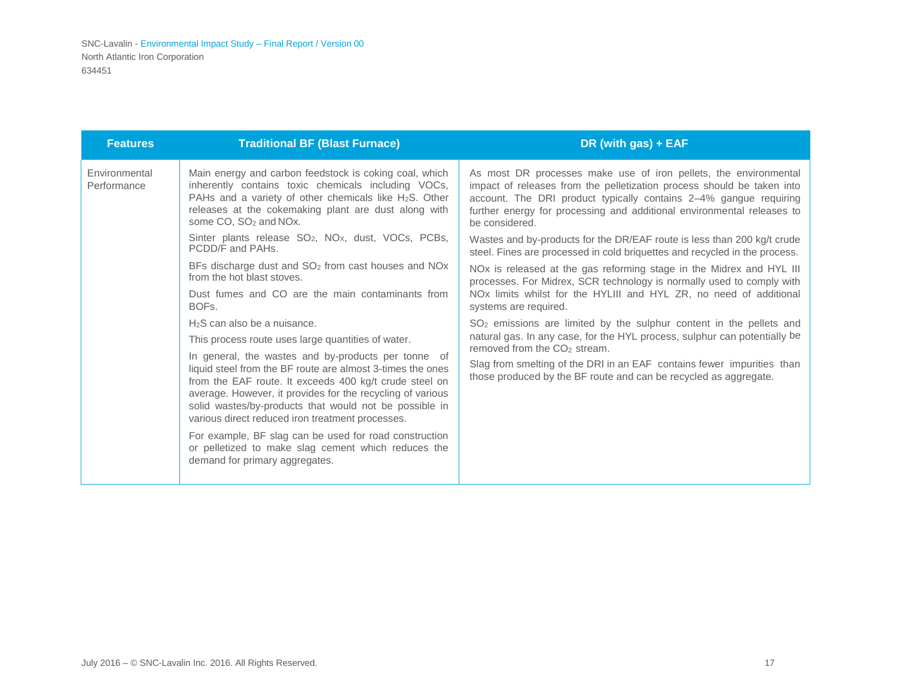| Features | Traditional BF (Blast Furnace) | DR (with gas) + EAF |
|---|---|---|
| Environmental Performance | Main energy and carbon feedstock is coking coal, which inherently contains toxic chemicals including VOCs, PAHs and a variety of other chemicals like $H_2S$. Other releases at the cokemaking plant are dust along with some CO, $SO_2$ and NOx.<br><br>Sinter plants release $SO_2$, $NO_X$, dust, VOCs, PCBs, PCDD/F and PAHs.<br><br>BFs discharge dust and $SO_2$ from cast houses and NOx from the hot blast stoves.<br><br>Dust fumes and CO are the main contaminants from BOFs.<br><br>$H_2S$ can also be a nuisance.<br><br>This process route uses large quantities of water.<br><br>In general, the wastes and by-products per tonne of liquid steel from the BF route are almost 3-times the ones from the EAF route. It exceeds 400 kg/t crude steel on average. However, it provides for the recycling of various solid wastes/by-products that would not be possible in various direct reduced iron treatment processes.<br><br>For example, BF slag can be used for road construction or pelletized to make slag cement which reduces the demand for primary aggregates. | As most DR processes make use of iron pellets, the environmental impact of releases from the pelletization process should be taken into account. The DRI product typically contains 2–4% gangue requiring further energy for processing and additional environmental releases to be considered.<br><br>Wastes and by-products for the DR/EAF route is less than 200 kg/t crude steel. Fines are processed in cold briquettes and recycled in the process.<br><br>NOx is released at the gas reforming stage in the Midrex and HYL III processes. For Midrex, SCR technology is normally used to comply with NOx limits whilst for the HYLIII and HYL ZR, no need of additional systems are required.<br><br>$SO_2$ emissions are limited by the sulphur content in the pellets and natural gas. In any case, for the HYL process, sulphur can potentially be removed from the $CO_2$ stream.<br><br>Slag from smelting of the DRI in an EAF contains fewer impurities than those produced by the BF route and can be recycled as aggregate. |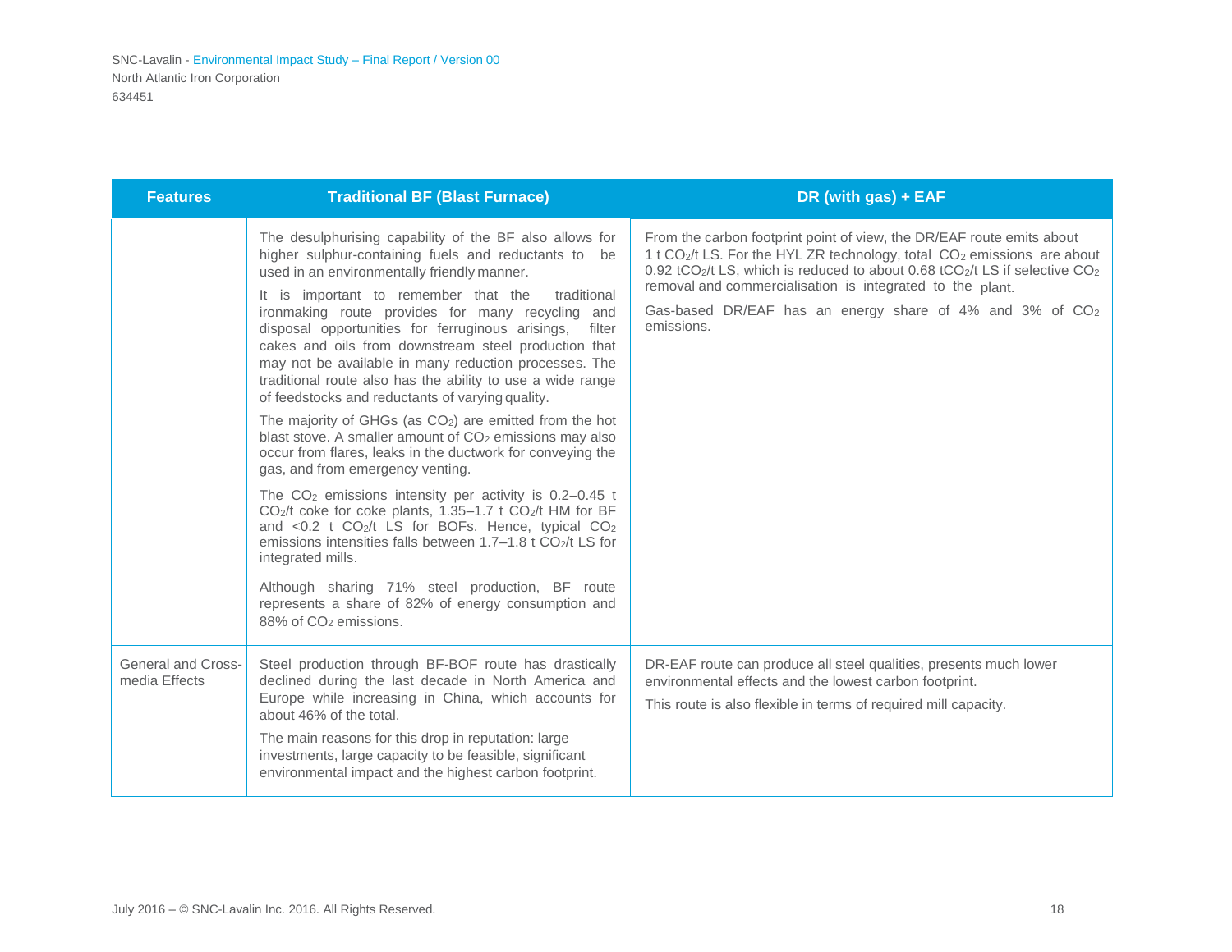| Features | Traditional BF (Blast Furnace) | DR (with gas) + EAF |
|---|---|---|
| | The desulphurising capability of the BF also allows for higher sulphur-containing fuels and reductants to be used in an environmentally friendly manner.<br><br>It is important to remember that the traditional ironmaking route provides for many recycling and disposal opportunities for ferruginous arisings, filter cakes and oils from downstream steel production that may not be available in many reduction processes. The traditional route also has the ability to use a wide range of feedstocks and reductants of varying quality.<br><br>The majority of GHGs (as $CO_2$) are emitted from the hot blast stove. A smaller amount of $CO_2$ emissions may also occur from flares, leaks in the ductwork for conveying the gas, and from emergency venting.<br><br>The $CO_2$ emissions intensity per activity is 0.2–0.45 t $CO_2$/t coke for coke plants, 1.35–1.7 t $CO_2$/t HM for BF and <0.2 t $CO_2$/t LS for BOFs. Hence, typical $CO_2$ emissions intensities falls between 1.7–1.8 t $CO_2$/t LS for integrated mills.<br><br>Although sharing 71% steel production, BF route represents a share of 82% of energy consumption and 88% of $CO_2$ emissions. | From the carbon footprint point of view, the DR/EAF route emits about 1 t $CO_2$/t LS. For the HYL ZR technology, total $CO_2$ emissions are about 0.92 t$CO_2$/t LS, which is reduced to about 0.68 t$CO_2$/t LS if selective $CO_2$ removal and commercialisation is integrated to the plant.<br><br>Gas-based DR/EAF has an energy share of 4% and 3% of $CO_2$ emissions. |
| General and Cross-media Effects | Steel production through BF-BOF route has drastically declined during the last decade in North America and Europe while increasing in China, which accounts for about 46% of the total.<br><br>The main reasons for this drop in reputation: large investments, large capacity to be feasible, significant environmental impact and the highest carbon footprint. | DR-EAF route can produce all steel qualities, presents much lower environmental effects and the lowest carbon footprint.<br><br>This route is also flexible in terms of required mill capacity. |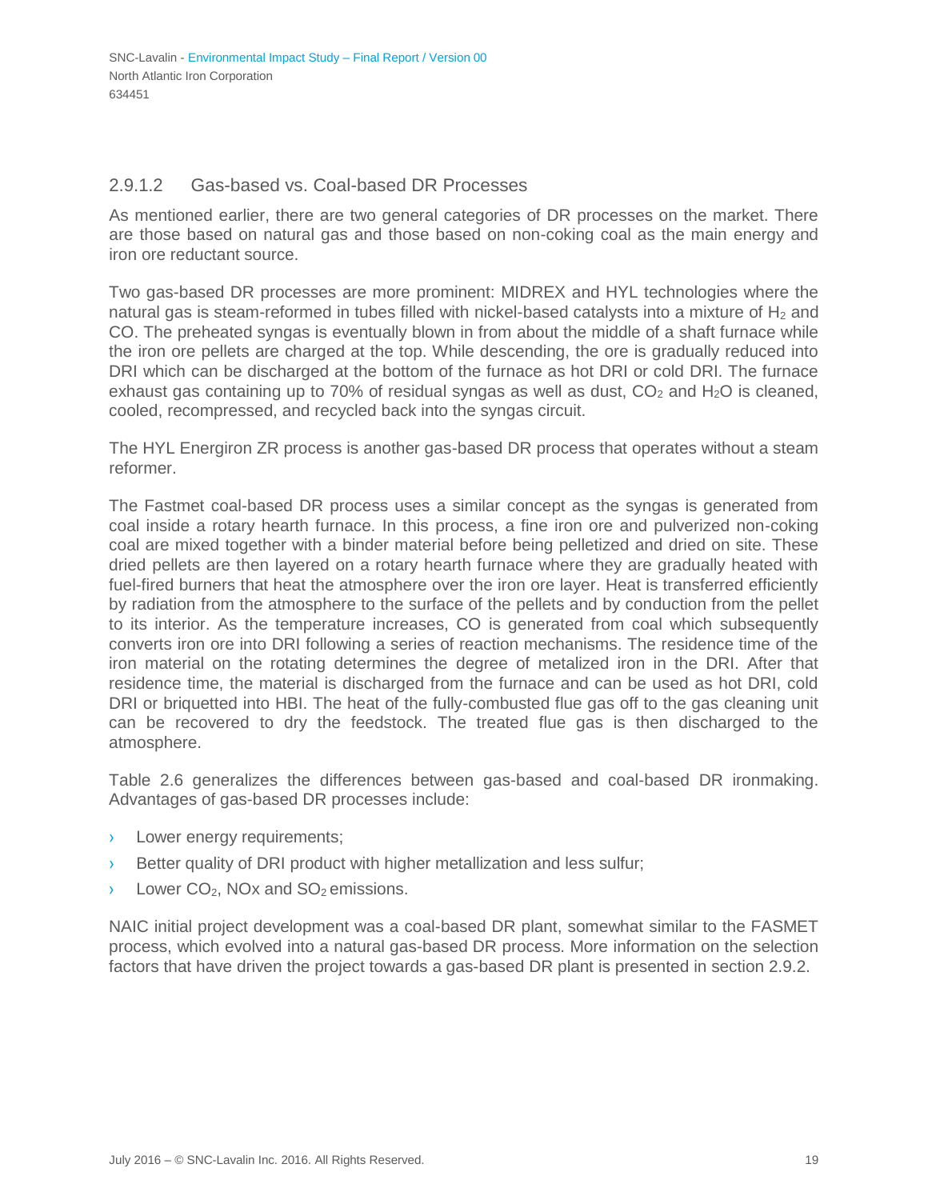### 2.9.1.2 Gas-based vs. Coal-based DR Processes

As mentioned earlier, there are two general categories of DR processes on the market. There are those based on natural gas and those based on non-coking coal as the main energy and iron ore reductant source.

Two gas-based DR processes are more prominent: MIDREX and HYL technologies where the natural gas is steam-reformed in tubes filled with nickel-based catalysts into a mixture of $H_2$ and CO. The preheated syngas is eventually blown in from about the middle of a shaft furnace while the iron ore pellets are charged at the top. While descending, the ore is gradually reduced into DRI which can be discharged at the bottom of the furnace as hot DRI or cold DRI. The furnace exhaust gas containing up to 70% of residual syngas as well as dust, $CO_2$ and $H_2O$ is cleaned, cooled, recompressed, and recycled back into the syngas circuit.

The HYL Energiron ZR process is another gas-based DR process that operates without a steam reformer.

The Fastmet coal-based DR process uses a similar concept as the syngas is generated from coal inside a rotary hearth furnace. In this process, a fine iron ore and pulverized non-coking coal are mixed together with a binder material before being pelletized and dried on site. These dried pellets are then layered on a rotary hearth furnace where they are gradually heated with fuel-fired burners that heat the atmosphere over the iron ore layer. Heat is transferred efficiently by radiation from the atmosphere to the surface of the pellets and by conduction from the pellet to its interior. As the temperature increases, CO is generated from coal which subsequently converts iron ore into DRI following a series of reaction mechanisms. The residence time of the iron material on the rotating determines the degree of metalized iron in the DRI. After that residence time, the material is discharged from the furnace and can be used as hot DRI, cold DRI or briquetted into HBI. The heat of the fully-combusted flue gas off to the gas cleaning unit can be recovered to dry the feedstock. The treated flue gas is then discharged to the atmosphere.

Table 2.6 generalizes the differences between gas-based and coal-based DR ironmaking. Advantages of gas-based DR processes include:

- Lower energy requirements;
- Better quality of DRI product with higher metallization and less sulfur;
- Lower $CO_2$, NOx and $SO_2$ emissions.

NAIC initial project development was a coal-based DR plant, somewhat similar to the FASMET process, which evolved into a natural gas-based DR process. More information on the selection factors that have driven the project towards a gas-based DR plant is presented in section 2.9.2.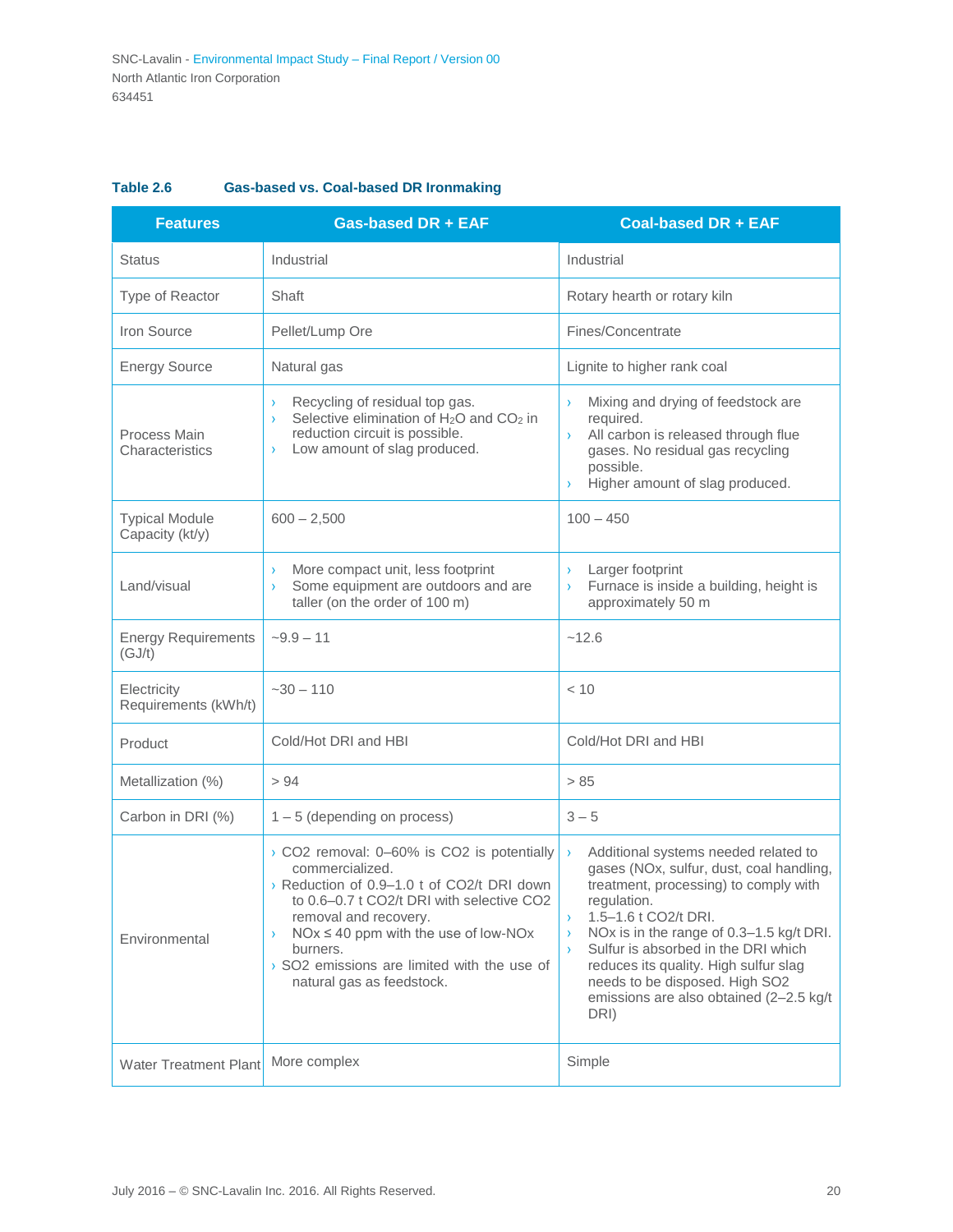**Table 2.6 Gas-based vs. Coal-based DR Ironmaking**

| Features | Gas-based DR + EAF | Coal-based DR + EAF |
|---|---|---|
| Status | Industrial | Industrial |
| Type of Reactor | Shaft | Rotary hearth or rotary kiln |
| Iron Source | Pellet/Lump Ore | Fines/Concentrate |
| Energy Source | Natural gas | Lignite to higher rank coal |
| Process Main Characteristics | › Recycling of residual top gas.<br>› Selective elimination of $H_2O$ and $CO_2$ in reduction circuit is possible.<br>› Low amount of slag produced. | › Mixing and drying of feedstock are required.<br>› All carbon is released through flue gases. No residual gas recycling possible.<br>› Higher amount of slag produced. |
| Typical Module Capacity (kt/y) | 600 – 2,500 | 100 – 450 |
| Land/visual | › More compact unit, less footprint<br>› Some equipment are outdoors and are taller (on the order of 100 m) | › Larger footprint<br>› Furnace is inside a building, height is approximately 50 m |
| Energy Requirements (GJ/t) | ~9.9 – 11 | ~12.6 |
| Electricity Requirements (kWh/t) | ~30 – 110 | < 10 |
| Product | Cold/Hot DRI and HBI | Cold/Hot DRI and HBI |
| Metallization (%) | > 94 | > 85 |
| Carbon in DRI (%) | 1 – 5 (depending on process) | 3 – 5 |
| Environmental | › CO2 removal: 0–60% is CO2 is potentially commercialized.<br>› Reduction of 0.9–1.0 t of CO2/t DRI down to 0.6–0.7 t CO2/t DRI with selective CO2 removal and recovery.<br>› NOx ≤ 40 ppm with the use of low-NOx burners.<br>› SO2 emissions are limited with the use of natural gas as feedstock. | › Additional systems needed related to gases (NOx, sulfur, dust, coal handling, treatment, processing) to comply with regulation.<br>› 1.5–1.6 t CO2/t DRI.<br>› NOx is in the range of 0.3–1.5 kg/t DRI.<br>› Sulfur is absorbed in the DRI which reduces its quality. High sulfur slag needs to be disposed. High SO2 emissions are also obtained (2–2.5 kg/t DRI) |
| Water Treatment Plant | More complex | Simple |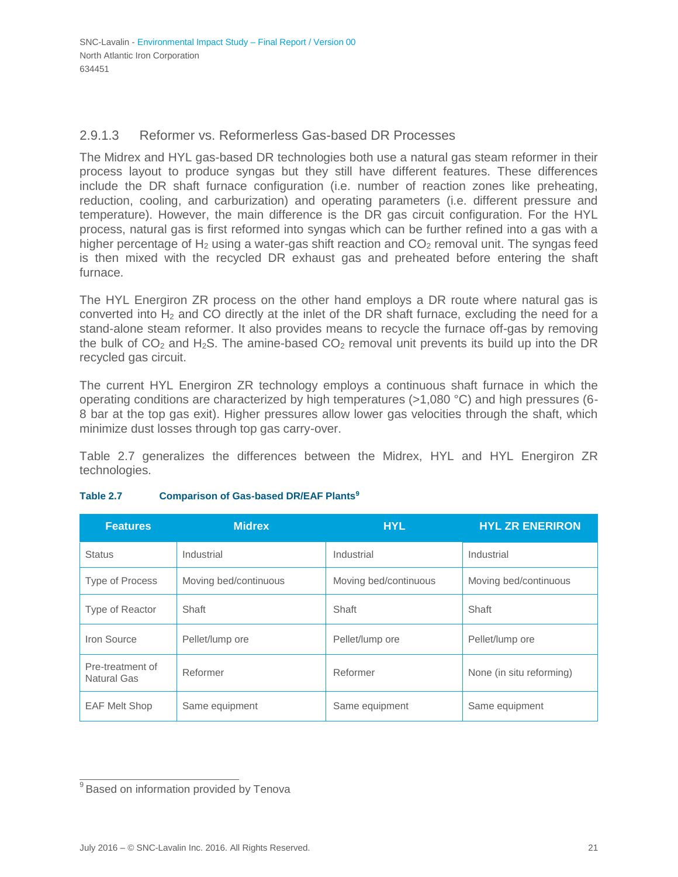### 2.9.1.3 Reformer vs. Reformerless Gas-based DR Processes

The Midrex and HYL gas-based DR technologies both use a natural gas steam reformer in their process layout to produce syngas but they still have different features. These differences include the DR shaft furnace configuration (i.e. number of reaction zones like preheating, reduction, cooling, and carburization) and operating parameters (i.e. different pressure and temperature). However, the main difference is the DR gas circuit configuration. For the HYL process, natural gas is first reformed into syngas which can be further refined into a gas with a higher percentage of $H_2$ using a water-gas shift reaction and $CO_2$ removal unit. The syngas feed is then mixed with the recycled DR exhaust gas and preheated before entering the shaft furnace.

The HYL Energiron ZR process on the other hand employs a DR route where natural gas is converted into $H_2$ and CO directly at the inlet of the DR shaft furnace, excluding the need for a stand-alone steam reformer. It also provides means to recycle the furnace off-gas by removing the bulk of $CO_2$ and $H_2S$. The amine-based $CO_2$ removal unit prevents its build up into the DR recycled gas circuit.

The current HYL Energiron ZR technology employs a continuous shaft furnace in which the operating conditions are characterized by high temperatures (>1,080 °C) and high pressures (6-8 bar at the top gas exit). Higher pressures allow lower gas velocities through the shaft, which minimize dust losses through top gas carry-over.

Table 2.7 generalizes the differences between the Midrex, HYL and HYL Energiron ZR technologies.

**Table 2.7 Comparison of Gas-based DR/EAF Plants[9]**

| Features | Midrex | HYL | HYL ZR ENERIRON |
|---|---|---|---|
| Status | Industrial | Industrial | Industrial |
| Type of Process | Moving bed/continuous | Moving bed/continuous | Moving bed/continuous |
| Type of Reactor | Shaft | Shaft | Shaft |
| Iron Source | Pellet/lump ore | Pellet/lump ore | Pellet/lump ore |
| Pre-treatment of Natural Gas | Reformer | Reformer | None (in situ reforming) |
| EAF Melt Shop | Same equipment | Same equipment | Same equipment |

[9] Based on information provided by Tenova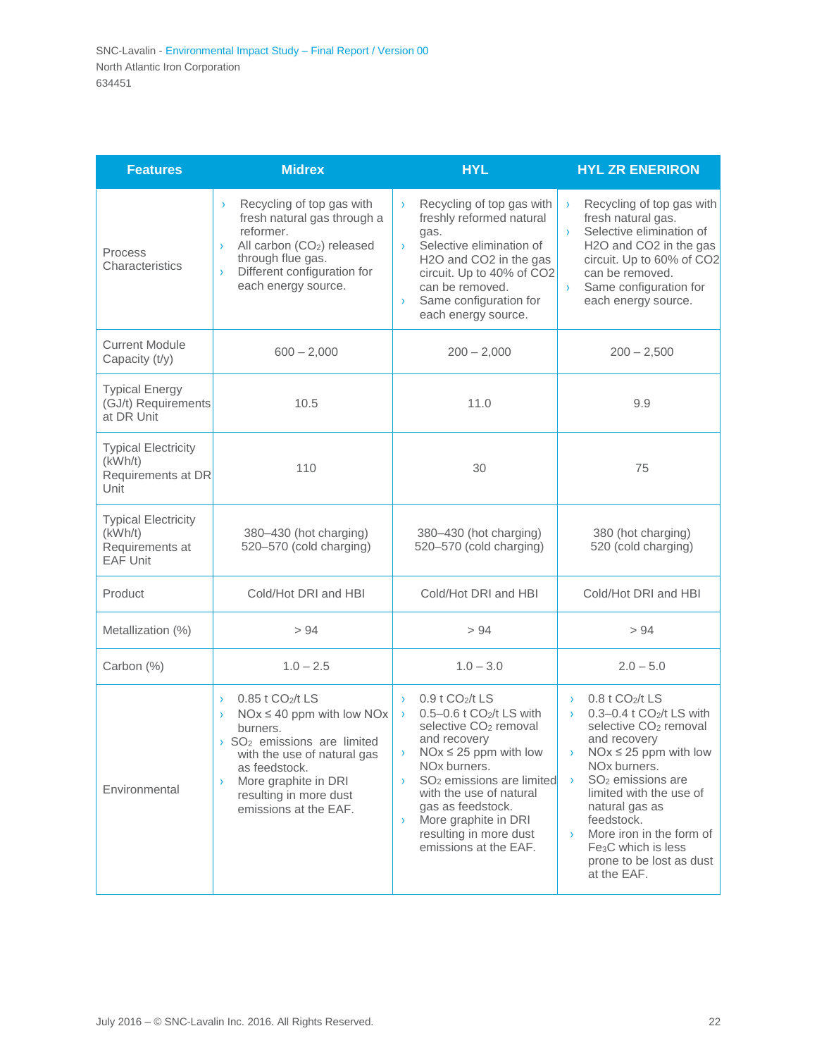| Features | Midrex | HYL | HYL ZR ENERIRON |
|---|---|---|---|
| Process Characteristics | › Recycling of top gas with fresh natural gas through a reformer.<br>› All carbon ($CO_2$) released through flue gas.<br>› Different configuration for each energy source. | › Recycling of top gas with freshly reformed natural gas.<br>› Selective elimination of H2O and CO2 in the gas circuit. Up to 40% of CO2 can be removed.<br>› Same configuration for each energy source. | › Recycling of top gas with fresh natural gas.<br>› Selective elimination of H2O and CO2 in the gas circuit. Up to 60% of CO2 can be removed.<br>› Same configuration for each energy source. |
| Current Module Capacity (t/y) | 600 – 2,000 | 200 – 2,000 | 200 – 2,500 |
| Typical Energy (GJ/t) Requirements at DR Unit | 10.5 | 11.0 | 9.9 |
| Typical Electricity (kWh/t) Requirements at DR Unit | 110 | 30 | 75 |
| Typical Electricity (kWh/t) Requirements at EAF Unit | 380–430 (hot charging)<br>520–570 (cold charging) | 380–430 (hot charging)<br>520–570 (cold charging) | 380 (hot charging)<br>520 (cold charging) |
| Product | Cold/Hot DRI and HBI | Cold/Hot DRI and HBI | Cold/Hot DRI and HBI |
| Metallization (%) | > 94 | > 94 | > 94 |
| Carbon (%) | 1.0 – 2.5 | 1.0 – 3.0 | 2.0 – 5.0 |
| Environmental | › 0.85 t $CO_2$/t LS<br>› NOx ≤ 40 ppm with low NOx burners.<br>› $SO_2$ emissions are limited with the use of natural gas as feedstock.<br>› More graphite in DRI resulting in more dust emissions at the EAF. | › 0.9 t $CO_2$/t LS<br>› 0.5–0.6 t $CO_2$/t LS with selective $CO_2$ removal and recovery<br>› NOx ≤ 25 ppm with low NOx burners.<br>› $SO_2$ emissions are limited with the use of natural gas as feedstock.<br>› More graphite in DRI resulting in more dust emissions at the EAF. | › 0.8 t $CO_2$/t LS<br>› 0.3–0.4 t $CO_2$/t LS with selective $CO_2$ removal and recovery<br>› NOx ≤ 25 ppm with low NOx burners.<br>› $SO_2$ emissions are limited with the use of natural gas as feedstock.<br>› More iron in the form of $Fe_3C$ which is less prone to be lost as dust at the EAF. |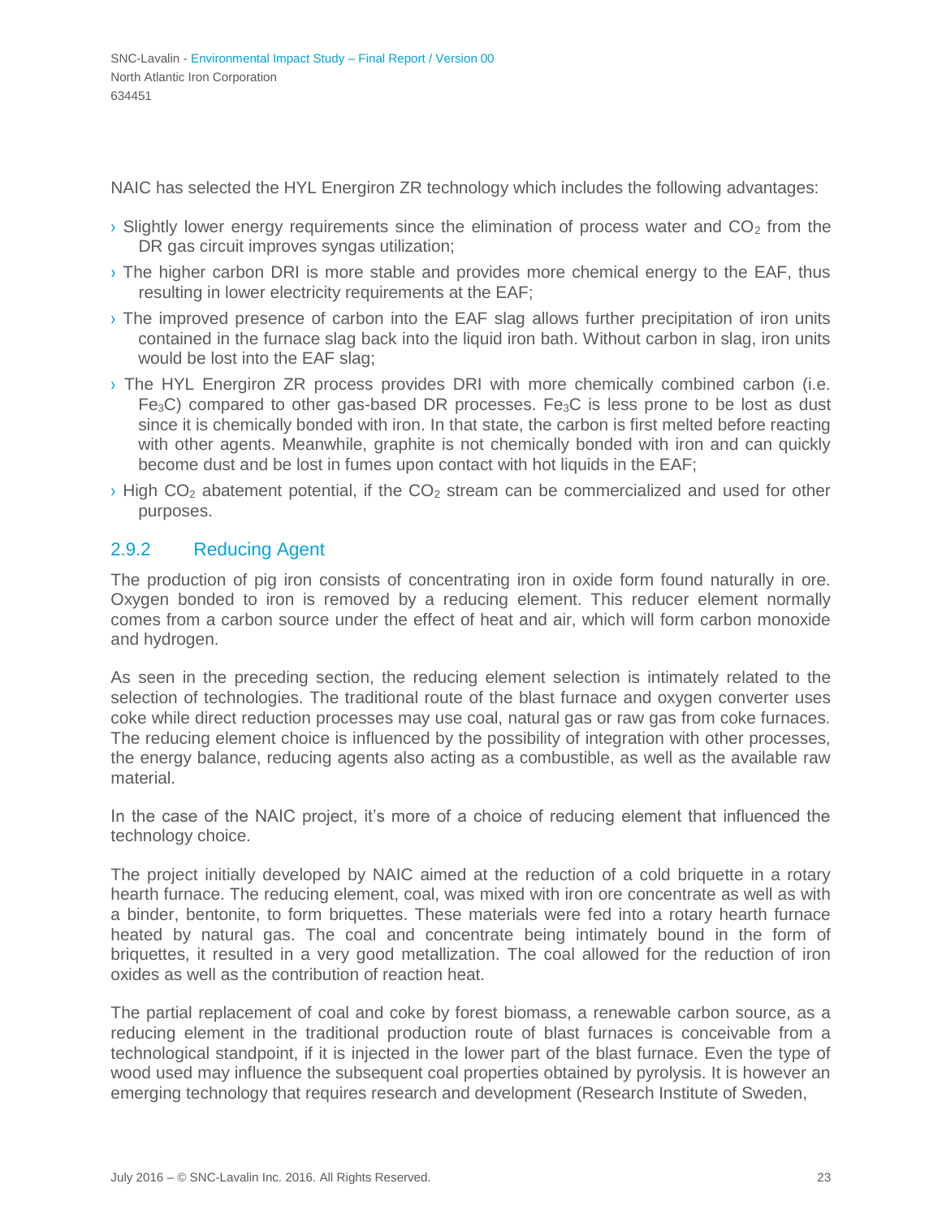NAIC has selected the HYL Energiron ZR technology which includes the following advantages:

- Slightly lower energy requirements since the elimination of process water and $CO_2$ from the DR gas circuit improves syngas utilization;
- The higher carbon DRI is more stable and provides more chemical energy to the EAF, thus resulting in lower electricity requirements at the EAF;
- The improved presence of carbon into the EAF slag allows further precipitation of iron units contained in the furnace slag back into the liquid iron bath. Without carbon in slag, iron units would be lost into the EAF slag;
- The HYL Energiron ZR process provides DRI with more chemically combined carbon (i.e. $Fe_3C$) compared to other gas-based DR processes. $Fe_3C$ is less prone to be lost as dust since it is chemically bonded with iron. In that state, the carbon is first melted before reacting with other agents. Meanwhile, graphite is not chemically bonded with iron and can quickly become dust and be lost in fumes upon contact with hot liquids in the EAF;
- High $CO_2$ abatement potential, if the $CO_2$ stream can be commercialized and used for other purposes.

### 2.9.2 Reducing Agent

The production of pig iron consists of concentrating iron in oxide form found naturally in ore. Oxygen bonded to iron is removed by a reducing element. This reducer element normally comes from a carbon source under the effect of heat and air, which will form carbon monoxide and hydrogen.

As seen in the preceding section, the reducing element selection is intimately related to the selection of technologies. The traditional route of the blast furnace and oxygen converter uses coke while direct reduction processes may use coal, natural gas or raw gas from coke furnaces. The reducing element choice is influenced by the possibility of integration with other processes, the energy balance, reducing agents also acting as a combustible, as well as the available raw material.

In the case of the NAIC project, it's more of a choice of reducing element that influenced the technology choice.

The project initially developed by NAIC aimed at the reduction of a cold briquette in a rotary hearth furnace. The reducing element, coal, was mixed with iron ore concentrate as well as with a binder, bentonite, to form briquettes. These materials were fed into a rotary hearth furnace heated by natural gas. The coal and concentrate being intimately bound in the form of briquettes, it resulted in a very good metallization. The coal allowed for the reduction of iron oxides as well as the contribution of reaction heat.

The partial replacement of coal and coke by forest biomass, a renewable carbon source, as a reducing element in the traditional production route of blast furnaces is conceivable from a technological standpoint, if it is injected in the lower part of the blast furnace. Even the type of wood used may influence the subsequent coal properties obtained by pyrolysis. It is however an emerging technology that requires research and development (Research Institute of Sweden,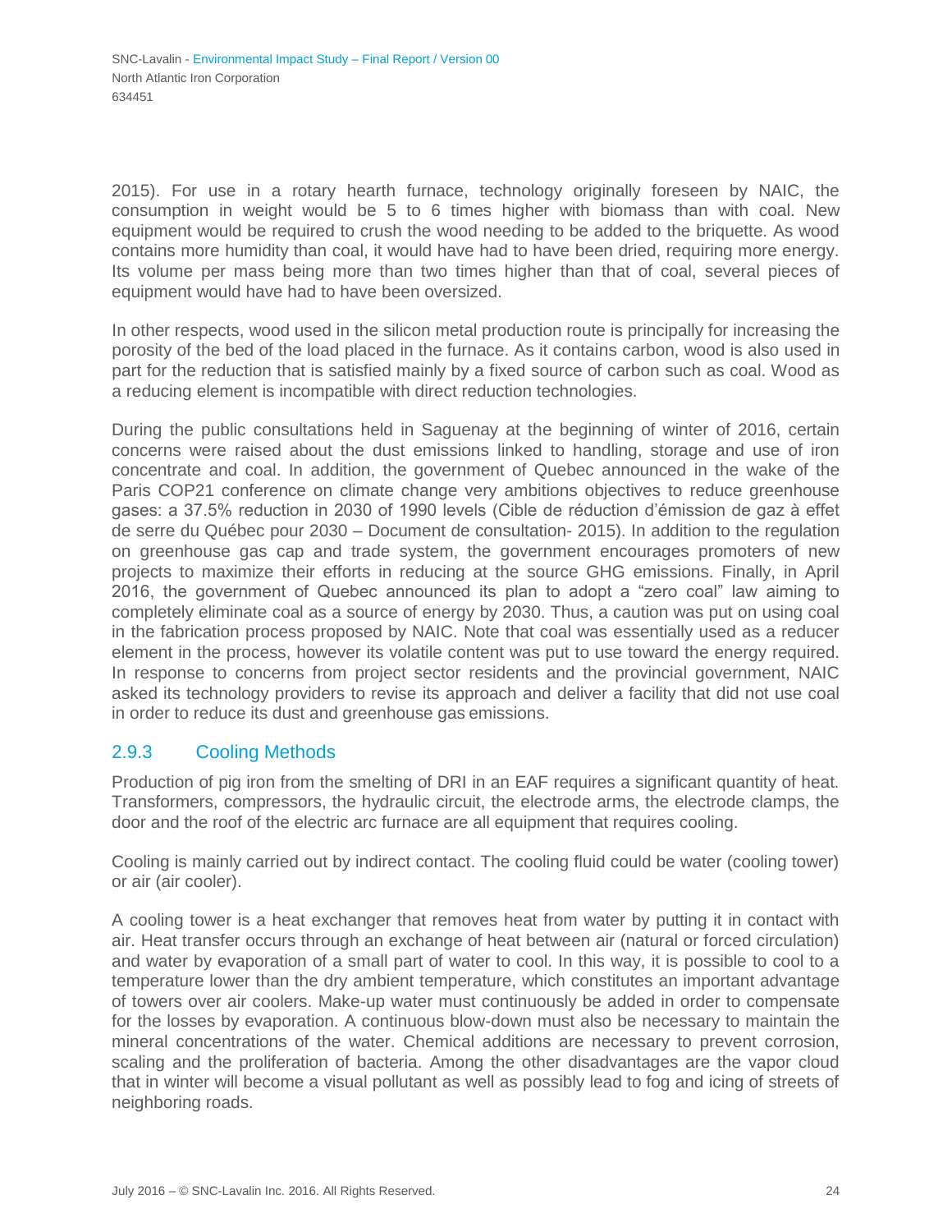2015). For use in a rotary hearth furnace, technology originally foreseen by NAIC, the consumption in weight would be 5 to 6 times higher with biomass than with coal. New equipment would be required to crush the wood needing to be added to the briquette. As wood contains more humidity than coal, it would have had to have been dried, requiring more energy. Its volume per mass being more than two times higher than that of coal, several pieces of equipment would have had to have been oversized.

In other respects, wood used in the silicon metal production route is principally for increasing the porosity of the bed of the load placed in the furnace. As it contains carbon, wood is also used in part for the reduction that is satisfied mainly by a fixed source of carbon such as coal. Wood as a reducing element is incompatible with direct reduction technologies.

During the public consultations held in Saguenay at the beginning of winter of 2016, certain concerns were raised about the dust emissions linked to handling, storage and use of iron concentrate and coal. In addition, the government of Quebec announced in the wake of the Paris COP21 conference on climate change very ambitions objectives to reduce greenhouse gases: a 37.5% reduction in 2030 of 1990 levels (Cible de réduction d'émission de gaz à effet de serre du Québec pour 2030 – Document de consultation- 2015). In addition to the regulation on greenhouse gas cap and trade system, the government encourages promoters of new projects to maximize their efforts in reducing at the source GHG emissions. Finally, in April 2016, the government of Quebec announced its plan to adopt a "zero coal" law aiming to completely eliminate coal as a source of energy by 2030. Thus, a caution was put on using coal in the fabrication process proposed by NAIC. Note that coal was essentially used as a reducer element in the process, however its volatile content was put to use toward the energy required. In response to concerns from project sector residents and the provincial government, NAIC asked its technology providers to revise its approach and deliver a facility that did not use coal in order to reduce its dust and greenhouse gas emissions.

### 2.9.3 Cooling Methods

Production of pig iron from the smelting of DRI in an EAF requires a significant quantity of heat. Transformers, compressors, the hydraulic circuit, the electrode arms, the electrode clamps, the door and the roof of the electric arc furnace are all equipment that requires cooling.

Cooling is mainly carried out by indirect contact. The cooling fluid could be water (cooling tower) or air (air cooler).

A cooling tower is a heat exchanger that removes heat from water by putting it in contact with air. Heat transfer occurs through an exchange of heat between air (natural or forced circulation) and water by evaporation of a small part of water to cool. In this way, it is possible to cool to a temperature lower than the dry ambient temperature, which constitutes an important advantage of towers over air coolers. Make-up water must continuously be added in order to compensate for the losses by evaporation. A continuous blow-down must also be necessary to maintain the mineral concentrations of the water. Chemical additions are necessary to prevent corrosion, scaling and the proliferation of bacteria. Among the other disadvantages are the vapor cloud that in winter will become a visual pollutant as well as possibly lead to fog and icing of streets of neighboring roads.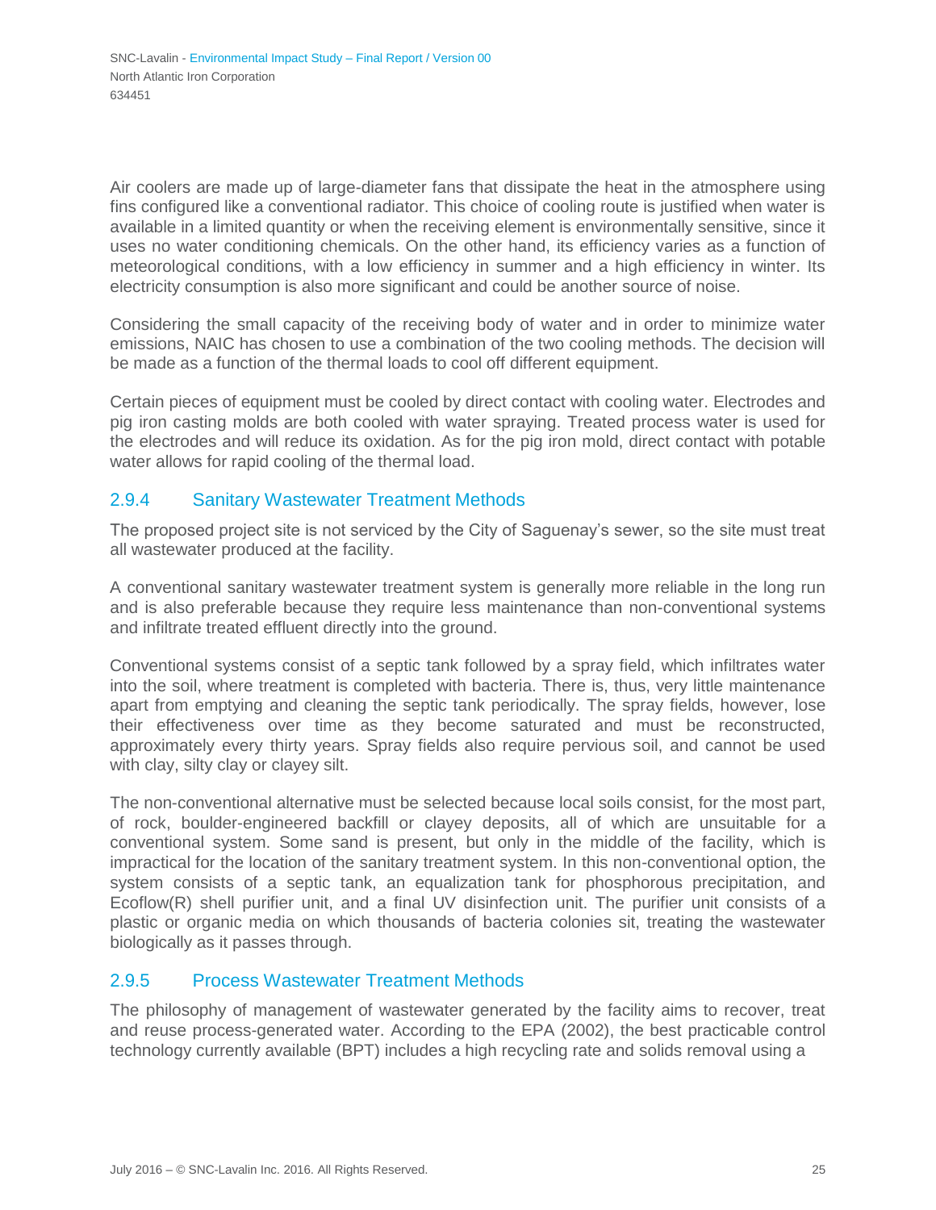Air coolers are made up of large-diameter fans that dissipate the heat in the atmosphere using fins configured like a conventional radiator. This choice of cooling route is justified when water is available in a limited quantity or when the receiving element is environmentally sensitive, since it uses no water conditioning chemicals. On the other hand, its efficiency varies as a function of meteorological conditions, with a low efficiency in summer and a high efficiency in winter. Its electricity consumption is also more significant and could be another source of noise.

Considering the small capacity of the receiving body of water and in order to minimize water emissions, NAIC has chosen to use a combination of the two cooling methods. The decision will be made as a function of the thermal loads to cool off different equipment.

Certain pieces of equipment must be cooled by direct contact with cooling water. Electrodes and pig iron casting molds are both cooled with water spraying. Treated process water is used for the electrodes and will reduce its oxidation. As for the pig iron mold, direct contact with potable water allows for rapid cooling of the thermal load.

### 2.9.4 Sanitary Wastewater Treatment Methods

The proposed project site is not serviced by the City of Saguenay's sewer, so the site must treat all wastewater produced at the facility.

A conventional sanitary wastewater treatment system is generally more reliable in the long run and is also preferable because they require less maintenance than non-conventional systems and infiltrate treated effluent directly into the ground.

Conventional systems consist of a septic tank followed by a spray field, which infiltrates water into the soil, where treatment is completed with bacteria. There is, thus, very little maintenance apart from emptying and cleaning the septic tank periodically. The spray fields, however, lose their effectiveness over time as they become saturated and must be reconstructed, approximately every thirty years. Spray fields also require pervious soil, and cannot be used with clay, silty clay or clayey silt.

The non-conventional alternative must be selected because local soils consist, for the most part, of rock, boulder-engineered backfill or clayey deposits, all of which are unsuitable for a conventional system. Some sand is present, but only in the middle of the facility, which is impractical for the location of the sanitary treatment system. In this non-conventional option, the system consists of a septic tank, an equalization tank for phosphorous precipitation, and Ecoflow(R) shell purifier unit, and a final UV disinfection unit. The purifier unit consists of a plastic or organic media on which thousands of bacteria colonies sit, treating the wastewater biologically as it passes through.

### 2.9.5 Process Wastewater Treatment Methods

The philosophy of management of wastewater generated by the facility aims to recover, treat and reuse process-generated water. According to the EPA (2002), the best practicable control technology currently available (BPT) includes a high recycling rate and solids removal using a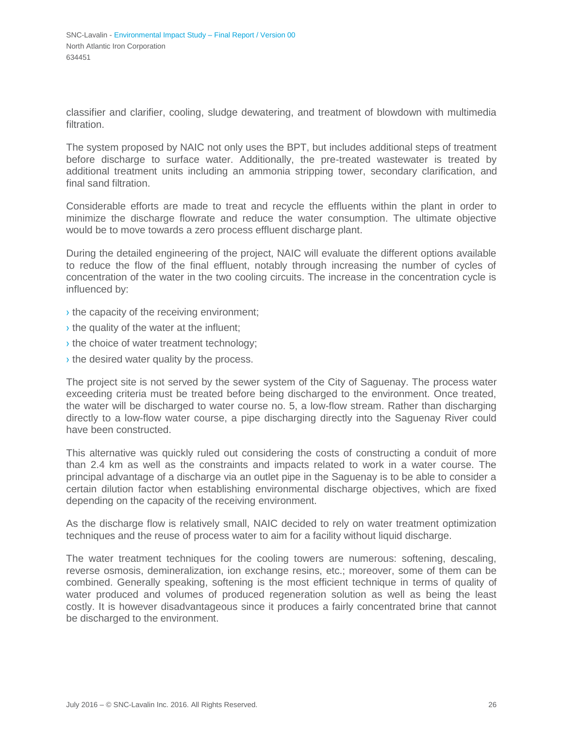classifier and clarifier, cooling, sludge dewatering, and treatment of blowdown with multimedia filtration.

The system proposed by NAIC not only uses the BPT, but includes additional steps of treatment before discharge to surface water. Additionally, the pre-treated wastewater is treated by additional treatment units including an ammonia stripping tower, secondary clarification, and final sand filtration.

Considerable efforts are made to treat and recycle the effluents within the plant in order to minimize the discharge flowrate and reduce the water consumption. The ultimate objective would be to move towards a zero process effluent discharge plant.

During the detailed engineering of the project, NAIC will evaluate the different options available to reduce the flow of the final effluent, notably through increasing the number of cycles of concentration of the water in the two cooling circuits. The increase in the concentration cycle is influenced by:

- the capacity of the receiving environment;
- the quality of the water at the influent;
- the choice of water treatment technology;
- the desired water quality by the process.

The project site is not served by the sewer system of the City of Saguenay. The process water exceeding criteria must be treated before being discharged to the environment. Once treated, the water will be discharged to water course no. 5, a low-flow stream. Rather than discharging directly to a low-flow water course, a pipe discharging directly into the Saguenay River could have been constructed.

This alternative was quickly ruled out considering the costs of constructing a conduit of more than 2.4 km as well as the constraints and impacts related to work in a water course. The principal advantage of a discharge via an outlet pipe in the Saguenay is to be able to consider a certain dilution factor when establishing environmental discharge objectives, which are fixed depending on the capacity of the receiving environment.

As the discharge flow is relatively small, NAIC decided to rely on water treatment optimization techniques and the reuse of process water to aim for a facility without liquid discharge.

The water treatment techniques for the cooling towers are numerous: softening, descaling, reverse osmosis, demineralization, ion exchange resins, etc.; moreover, some of them can be combined. Generally speaking, softening is the most efficient technique in terms of quality of water produced and volumes of produced regeneration solution as well as being the least costly. It is however disadvantageous since it produces a fairly concentrated brine that cannot be discharged to the environment.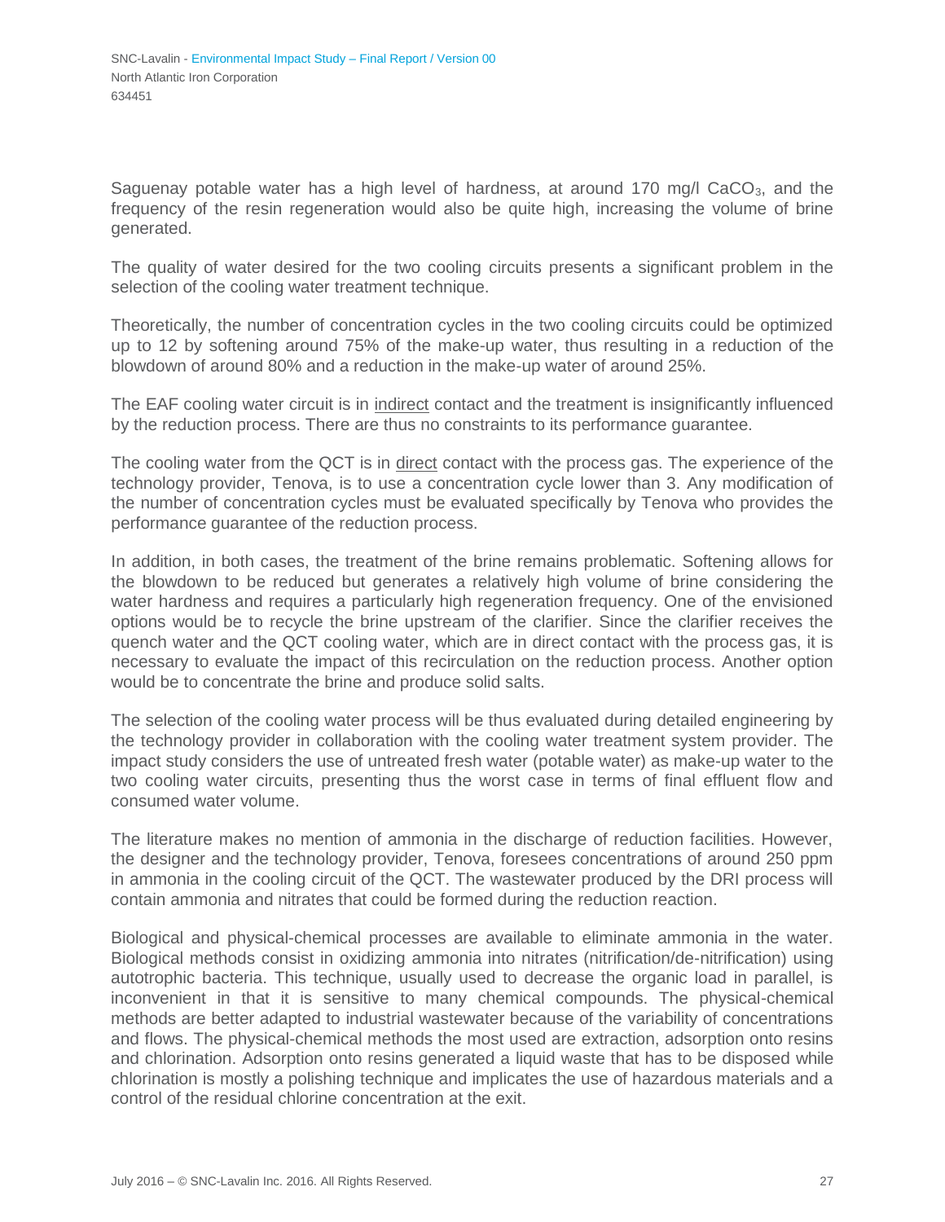Saguenay potable water has a high level of hardness, at around 170 mg/l $CaCO_3$, and the frequency of the resin regeneration would also be quite high, increasing the volume of brine generated.

The quality of water desired for the two cooling circuits presents a significant problem in the selection of the cooling water treatment technique.

Theoretically, the number of concentration cycles in the two cooling circuits could be optimized up to 12 by softening around 75% of the make-up water, thus resulting in a reduction of the blowdown of around 80% and a reduction in the make-up water of around 25%.

The EAF cooling water circuit is in <u>indirect</u> contact and the treatment is insignificantly influenced by the reduction process. There are thus no constraints to its performance guarantee.

The cooling water from the QCT is in <u>direct</u> contact with the process gas. The experience of the technology provider, Tenova, is to use a concentration cycle lower than 3. Any modification of the number of concentration cycles must be evaluated specifically by Tenova who provides the performance guarantee of the reduction process.

In addition, in both cases, the treatment of the brine remains problematic. Softening allows for the blowdown to be reduced but generates a relatively high volume of brine considering the water hardness and requires a particularly high regeneration frequency. One of the envisioned options would be to recycle the brine upstream of the clarifier. Since the clarifier receives the quench water and the QCT cooling water, which are in direct contact with the process gas, it is necessary to evaluate the impact of this recirculation on the reduction process. Another option would be to concentrate the brine and produce solid salts.

The selection of the cooling water process will be thus evaluated during detailed engineering by the technology provider in collaboration with the cooling water treatment system provider. The impact study considers the use of untreated fresh water (potable water) as make-up water to the two cooling water circuits, presenting thus the worst case in terms of final effluent flow and consumed water volume.

The literature makes no mention of ammonia in the discharge of reduction facilities. However, the designer and the technology provider, Tenova, foresees concentrations of around 250 ppm in ammonia in the cooling circuit of the QCT. The wastewater produced by the DRI process will contain ammonia and nitrates that could be formed during the reduction reaction.

Biological and physical-chemical processes are available to eliminate ammonia in the water. Biological methods consist in oxidizing ammonia into nitrates (nitrification/de-nitrification) using autotrophic bacteria. This technique, usually used to decrease the organic load in parallel, is inconvenient in that it is sensitive to many chemical compounds. The physical-chemical methods are better adapted to industrial wastewater because of the variability of concentrations and flows. The physical-chemical methods the most used are extraction, adsorption onto resins and chlorination. Adsorption onto resins generated a liquid waste that has to be disposed while chlorination is mostly a polishing technique and implicates the use of hazardous materials and a control of the residual chlorine concentration at the exit.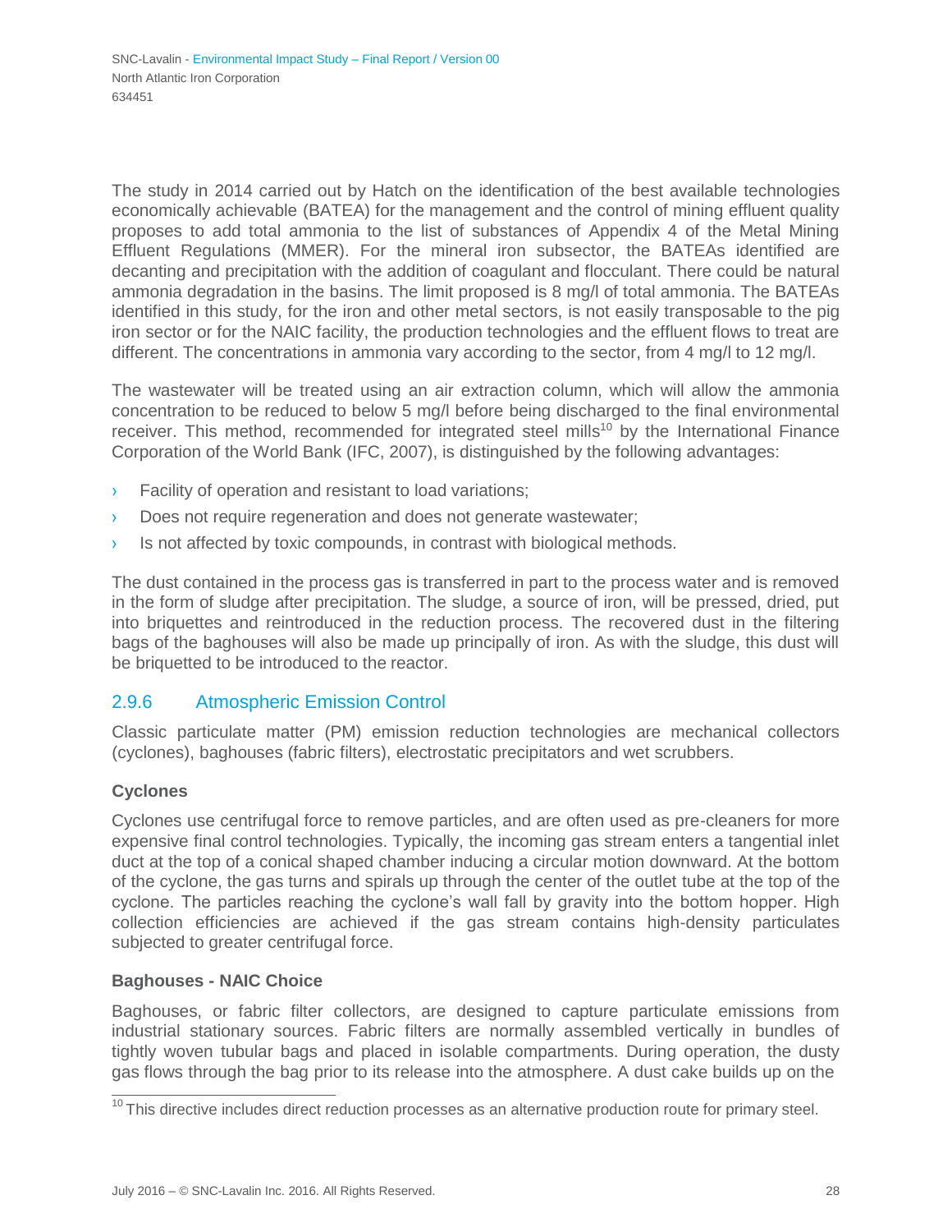The study in 2014 carried out by Hatch on the identification of the best available technologies economically achievable (BATEA) for the management and the control of mining effluent quality proposes to add total ammonia to the list of substances of Appendix 4 of the Metal Mining Effluent Regulations (MMER). For the mineral iron subsector, the BATEAs identified are decanting and precipitation with the addition of coagulant and flocculant. There could be natural ammonia degradation in the basins. The limit proposed is 8 mg/l of total ammonia. The BATEAs identified in this study, for the iron and other metal sectors, is not easily transposable to the pig iron sector or for the NAIC facility, the production technologies and the effluent flows to treat are different. The concentrations in ammonia vary according to the sector, from 4 mg/l to 12 mg/l.

The wastewater will be treated using an air extraction column, which will allow the ammonia concentration to be reduced to below 5 mg/l before being discharged to the final environmental receiver. This method, recommended for integrated steel mills[10] by the International Finance Corporation of the World Bank (IFC, 2007), is distinguished by the following advantages:

- Facility of operation and resistant to load variations;
- Does not require regeneration and does not generate wastewater;
- Is not affected by toxic compounds, in contrast with biological methods.

The dust contained in the process gas is transferred in part to the process water and is removed in the form of sludge after precipitation. The sludge, a source of iron, will be pressed, dried, put into briquettes and reintroduced in the reduction process. The recovered dust in the filtering bags of the baghouses will also be made up principally of iron. As with the sludge, this dust will be briquetted to be introduced to the reactor.

### 2.9.6 Atmospheric Emission Control

Classic particulate matter (PM) emission reduction technologies are mechanical collectors (cyclones), baghouses (fabric filters), electrostatic precipitators and wet scrubbers.

**Cyclones**

Cyclones use centrifugal force to remove particles, and are often used as pre-cleaners for more expensive final control technologies. Typically, the incoming gas stream enters a tangential inlet duct at the top of a conical shaped chamber inducing a circular motion downward. At the bottom of the cyclone, the gas turns and spirals up through the center of the outlet tube at the top of the cyclone. The particles reaching the cyclone's wall fall by gravity into the bottom hopper. High collection efficiencies are achieved if the gas stream contains high-density particulates subjected to greater centrifugal force.

**Baghouses - NAIC Choice**

Baghouses, or fabric filter collectors, are designed to capture particulate emissions from industrial stationary sources. Fabric filters are normally assembled vertically in bundles of tightly woven tubular bags and placed in isolable compartments. During operation, the dusty gas flows through the bag prior to its release into the atmosphere. A dust cake builds up on the

[10] This directive includes direct reduction processes as an alternative production route for primary steel.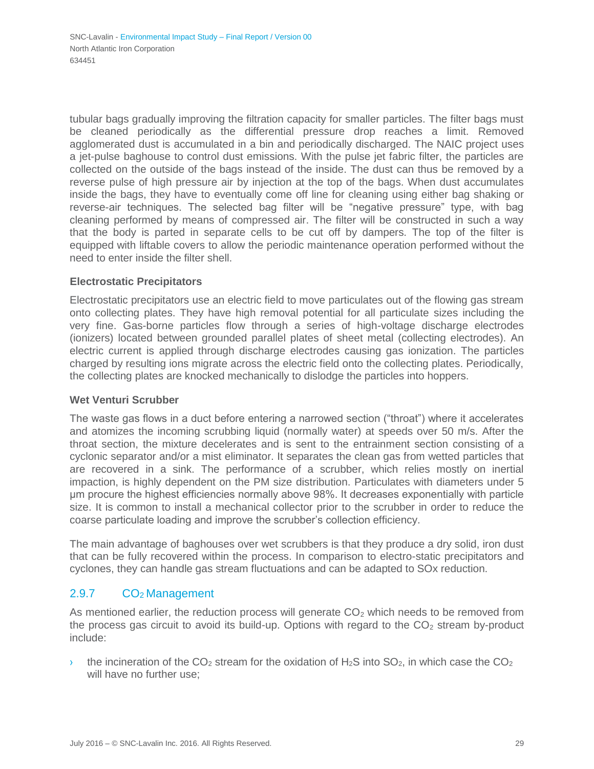tubular bags gradually improving the filtration capacity for smaller particles. The filter bags must be cleaned periodically as the differential pressure drop reaches a limit. Removed agglomerated dust is accumulated in a bin and periodically discharged. The NAIC project uses a jet-pulse baghouse to control dust emissions. With the pulse jet fabric filter, the particles are collected on the outside of the bags instead of the inside. The dust can thus be removed by a reverse pulse of high pressure air by injection at the top of the bags. When dust accumulates inside the bags, they have to eventually come off line for cleaning using either bag shaking or reverse-air techniques. The selected bag filter will be "negative pressure" type, with bag cleaning performed by means of compressed air. The filter will be constructed in such a way that the body is parted in separate cells to be cut off by dampers. The top of the filter is equipped with liftable covers to allow the periodic maintenance operation performed without the need to enter inside the filter shell.

**Electrostatic Precipitators**

Electrostatic precipitators use an electric field to move particulates out of the flowing gas stream onto collecting plates. They have high removal potential for all particulate sizes including the very fine. Gas-borne particles flow through a series of high-voltage discharge electrodes (ionizers) located between grounded parallel plates of sheet metal (collecting electrodes). An electric current is applied through discharge electrodes causing gas ionization. The particles charged by resulting ions migrate across the electric field onto the collecting plates. Periodically, the collecting plates are knocked mechanically to dislodge the particles into hoppers.

**Wet Venturi Scrubber**

The waste gas flows in a duct before entering a narrowed section ("throat") where it accelerates and atomizes the incoming scrubbing liquid (normally water) at speeds over 50 m/s. After the throat section, the mixture decelerates and is sent to the entrainment section consisting of a cyclonic separator and/or a mist eliminator. It separates the clean gas from wetted particles that are recovered in a sink. The performance of a scrubber, which relies mostly on inertial impaction, is highly dependent on the PM size distribution. Particulates with diameters under 5 µm procure the highest efficiencies normally above 98%. It decreases exponentially with particle size. It is common to install a mechanical collector prior to the scrubber in order to reduce the coarse particulate loading and improve the scrubber's collection efficiency.

The main advantage of baghouses over wet scrubbers is that they produce a dry solid, iron dust that can be fully recovered within the process. In comparison to electro-static precipitators and cyclones, they can handle gas stream fluctuations and can be adapted to SOx reduction.

### 2.9.7 $CO_2$ Management

As mentioned earlier, the reduction process will generate $CO_2$ which needs to be removed from the process gas circuit to avoid its build-up. Options with regard to the $CO_2$ stream by-product include:

- the incineration of the $CO_2$ stream for the oxidation of $H_2S$ into $SO_2$, in which case the $CO_2$ will have no further use;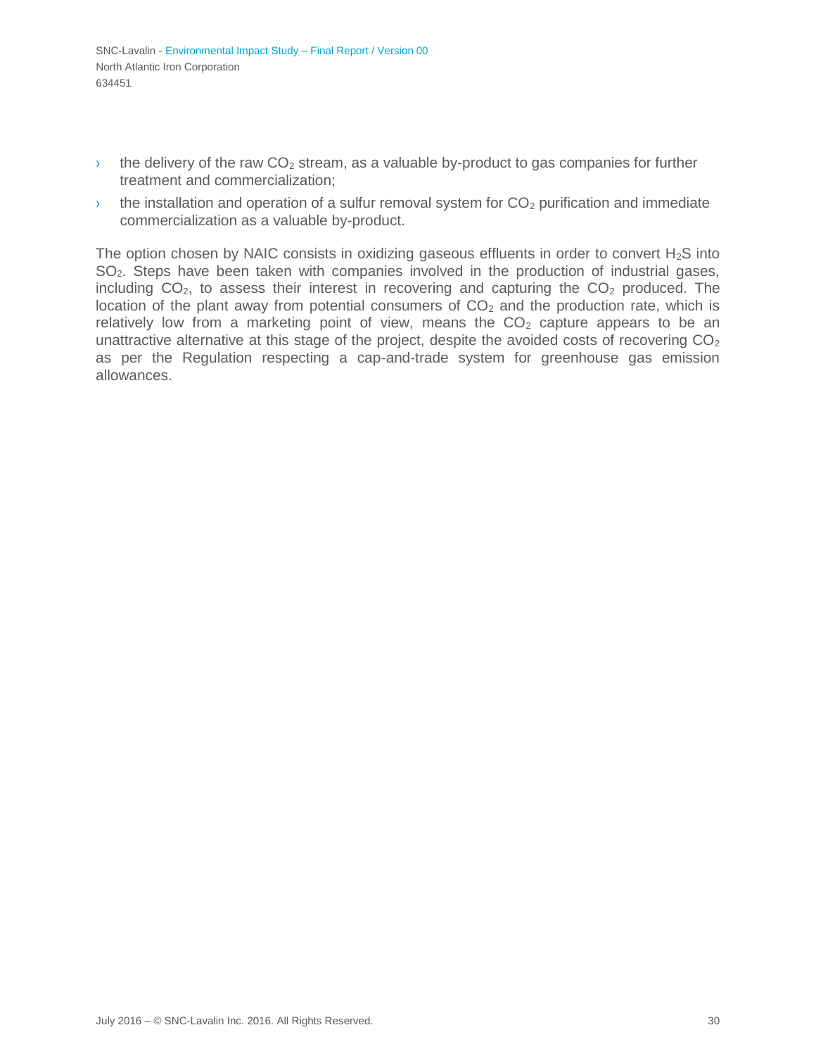- the delivery of the raw $CO_2$ stream, as a valuable by-product to gas companies for further treatment and commercialization;
- the installation and operation of a sulfur removal system for $CO_2$ purification and immediate commercialization as a valuable by-product.

The option chosen by NAIC consists in oxidizing gaseous effluents in order to convert $H_2S$ into $SO_2$. Steps have been taken with companies involved in the production of industrial gases, including $CO_2$, to assess their interest in recovering and capturing the $CO_2$ produced. The location of the plant away from potential consumers of $CO_2$ and the production rate, which is relatively low from a marketing point of view, means the $CO_2$ capture appears to be an unattractive alternative at this stage of the project, despite the avoided costs of recovering $CO_2$ as per the Regulation respecting a cap-and-trade system for greenhouse gas emission allowances.